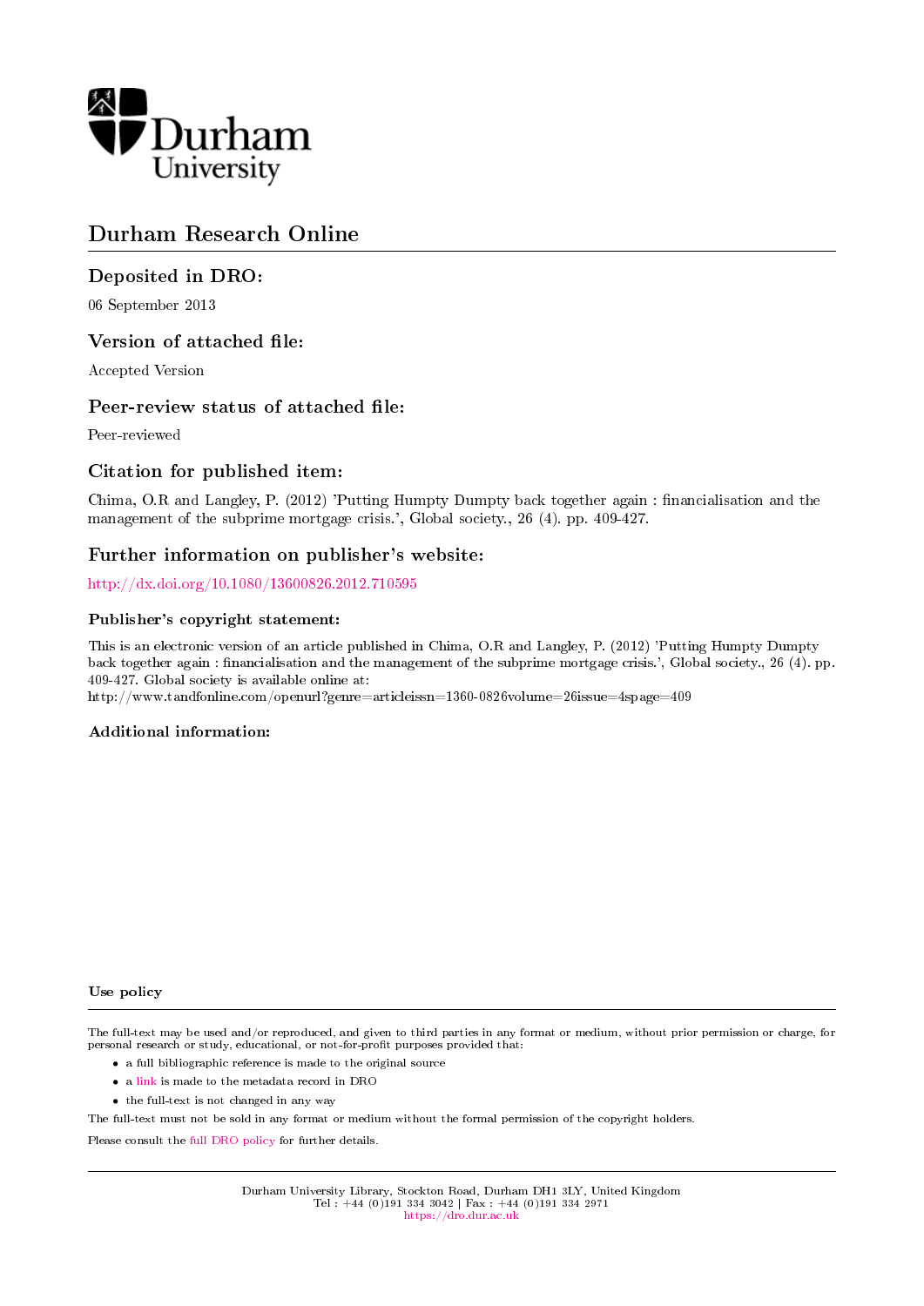Durham University

# Durham Research Online

## Deposited in DRO:

06 September 2013

## Version of attached file:

Accepted Version

## Peer-review status of attached file:

Peer-reviewed

## Citation for published item:

Chima, O.R and Langley, P. (2012) 'Putting Humpty Dumpty back together again : financialisation and the management of the subprime mortgage crisis.', Global society., 26 (4). pp. 409-427.

## Further information on publisher's website:

http://dx.doi.org/10.1080/13600826.2012.710595

### Publisher's copyright statement:

This is an electronic version of an article published in Chima, O.R and Langley, P. (2012) 'Putting Humpty Dumpty back together again : financialisation and the management of the subprime mortgage crisis.', Global society., 26 (4). pp. 409-427. Global society is available online at:
http://www.tandfonline.com/openurl?genre=articleissn=1360-0826volume=26issue=4spage=409

### Additional information:

### Use policy

The full-text may be used and/or reproduced, and given to third parties in any format or medium, without prior permission or charge, for personal research or study, educational, or not-for-profit purposes provided that:

- a full bibliographic reference is made to the original source
- a link is made to the metadata record in DRO
- the full-text is not changed in any way

The full-text must not be sold in any format or medium without the formal permission of the copyright holders.

Please consult the full DRO policy for further details.

Durham University Library, Stockton Road, Durham DH1 3LY, United Kingdom
Tel : +44 (0)191 334 3042 | Fax : +44 (0)191 334 2971
https://dro.dur.ac.uk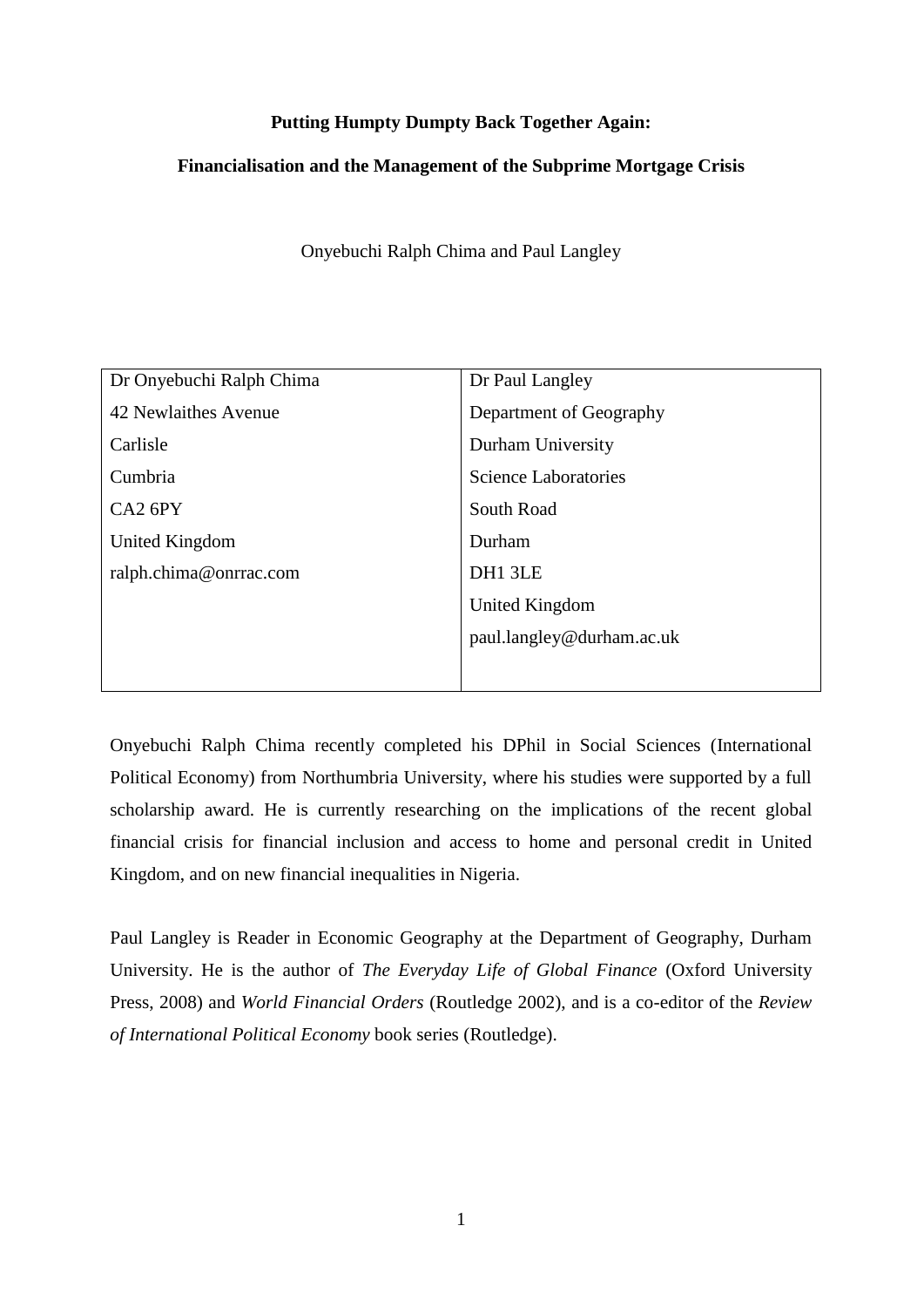**Putting Humpty Dumpty Back Together Again:**

**Financialisation and the Management of the Subprime Mortgage Crisis**

Onyebuchi Ralph Chima and Paul Langley

| Dr Onyebuchi Ralph Chima | Dr Paul Langley |
| --- | --- |
| 42 Newlaithes Avenue | Department of Geography |
| Carlisle | Durham University |
| Cumbria | Science Laboratories |
| CA2 6PY | South Road |
| United Kingdom | Durham |
| ralph.chima@onrrac.com | DH1 3LE |
| | United Kingdom |
| | paul.langley@durham.ac.uk |

Onyebuchi Ralph Chima recently completed his DPhil in Social Sciences (International Political Economy) from Northumbria University, where his studies were supported by a full scholarship award. He is currently researching on the implications of the recent global financial crisis for financial inclusion and access to home and personal credit in United Kingdom, and on new financial inequalities in Nigeria.

Paul Langley is Reader in Economic Geography at the Department of Geography, Durham University. He is the author of *The Everyday Life of Global Finance* (Oxford University Press, 2008) and *World Financial Orders* (Routledge 2002), and is a co-editor of the *Review of International Political Economy* book series (Routledge).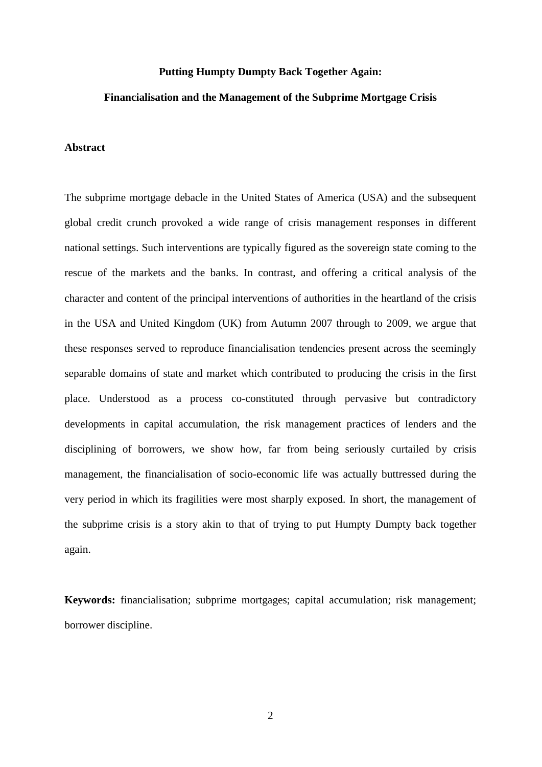**Putting Humpty Dumpty Back Together Again:**

**Financialisation and the Management of the Subprime Mortgage Crisis**

**Abstract**

The subprime mortgage debacle in the United States of America (USA) and the subsequent global credit crunch provoked a wide range of crisis management responses in different national settings. Such interventions are typically figured as the sovereign state coming to the rescue of the markets and the banks. In contrast, and offering a critical analysis of the character and content of the principal interventions of authorities in the heartland of the crisis in the USA and United Kingdom (UK) from Autumn 2007 through to 2009, we argue that these responses served to reproduce financialisation tendencies present across the seemingly separable domains of state and market which contributed to producing the crisis in the first place. Understood as a process co-constituted through pervasive but contradictory developments in capital accumulation, the risk management practices of lenders and the disciplining of borrowers, we show how, far from being seriously curtailed by crisis management, the financialisation of socio-economic life was actually buttressed during the very period in which its fragilities were most sharply exposed. In short, the management of the subprime crisis is a story akin to that of trying to put Humpty Dumpty back together again.

**Keywords:** financialisation; subprime mortgages; capital accumulation; risk management; borrower discipline.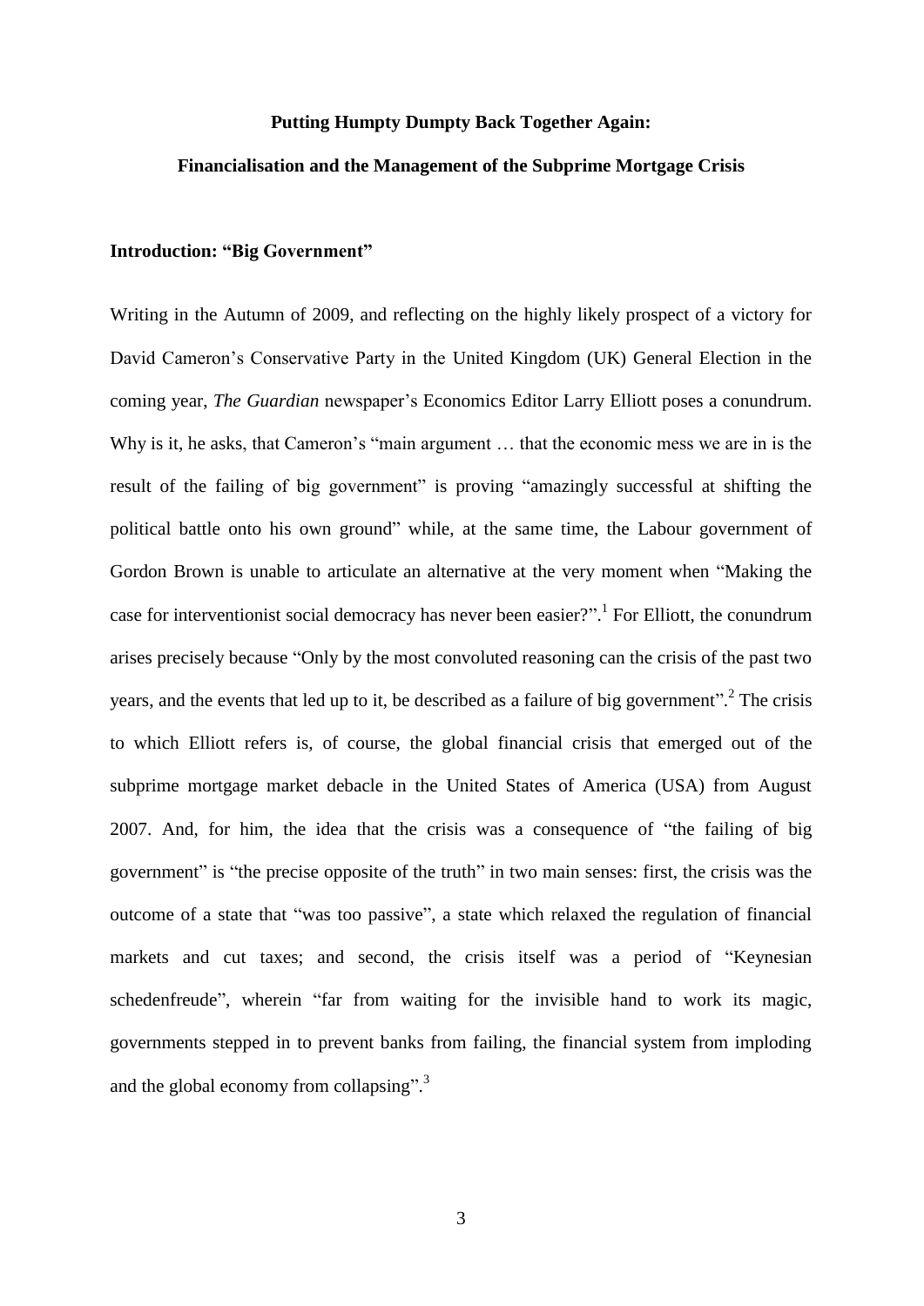**Putting Humpty Dumpty Back Together Again:**

**Financialisation and the Management of the Subprime Mortgage Crisis**

## Introduction: "Big Government"

Writing in the Autumn of 2009, and reflecting on the highly likely prospect of a victory for David Cameron's Conservative Party in the United Kingdom (UK) General Election in the coming year, *The Guardian* newspaper's Economics Editor Larry Elliott poses a conundrum. Why is it, he asks, that Cameron's "main argument … that the economic mess we are in is the result of the failing of big government" is proving "amazingly successful at shifting the political battle onto his own ground" while, at the same time, the Labour government of Gordon Brown is unable to articulate an alternative at the very moment when "Making the case for interventionist social democracy has never been easier?".[1] For Elliott, the conundrum arises precisely because "Only by the most convoluted reasoning can the crisis of the past two years, and the events that led up to it, be described as a failure of big government".[2] The crisis to which Elliott refers is, of course, the global financial crisis that emerged out of the subprime mortgage market debacle in the United States of America (USA) from August 2007. And, for him, the idea that the crisis was a consequence of "the failing of big government" is "the precise opposite of the truth" in two main senses: first, the crisis was the outcome of a state that "was too passive", a state which relaxed the regulation of financial markets and cut taxes; and second, the crisis itself was a period of "Keynesian schedenfreude", wherein "far from waiting for the invisible hand to work its magic, governments stepped in to prevent banks from failing, the financial system from imploding and the global economy from collapsing".[3]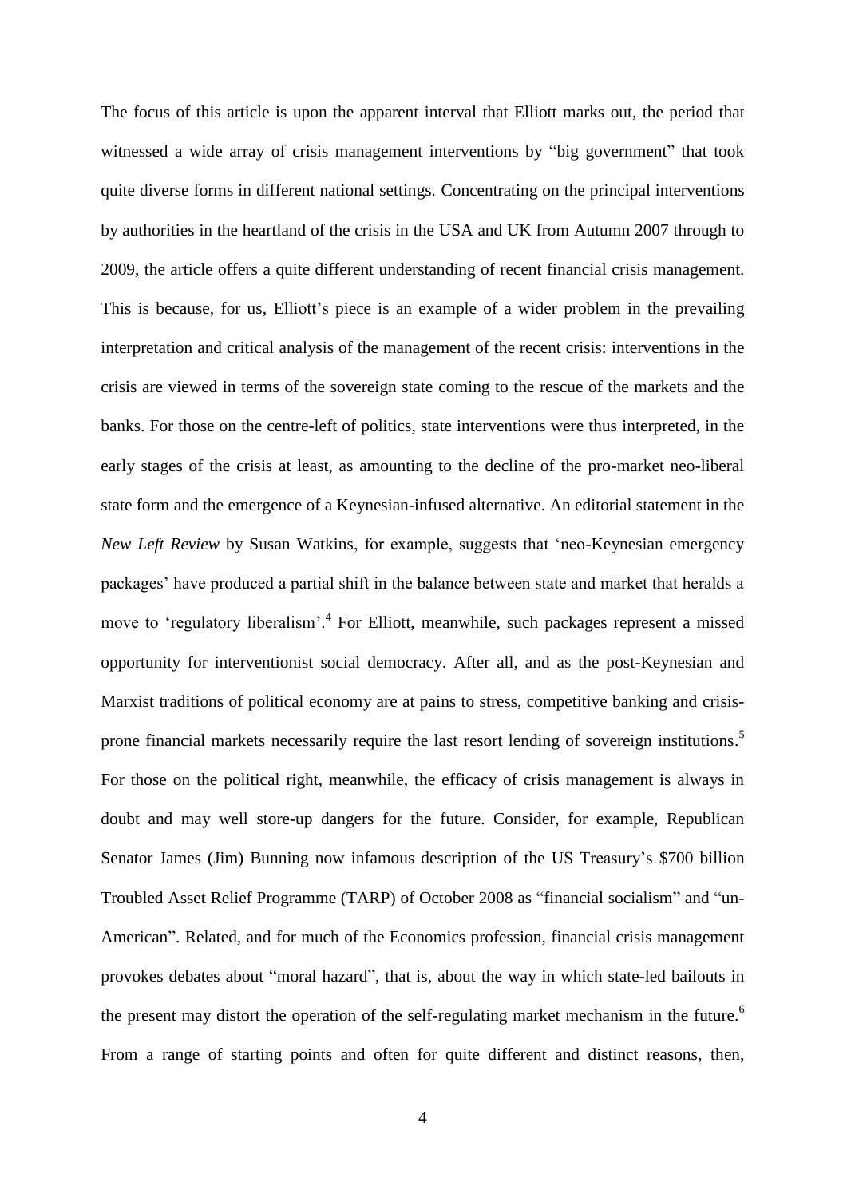The focus of this article is upon the apparent interval that Elliott marks out, the period that witnessed a wide array of crisis management interventions by "big government" that took quite diverse forms in different national settings. Concentrating on the principal interventions by authorities in the heartland of the crisis in the USA and UK from Autumn 2007 through to 2009, the article offers a quite different understanding of recent financial crisis management. This is because, for us, Elliott's piece is an example of a wider problem in the prevailing interpretation and critical analysis of the management of the recent crisis: interventions in the crisis are viewed in terms of the sovereign state coming to the rescue of the markets and the banks. For those on the centre-left of politics, state interventions were thus interpreted, in the early stages of the crisis at least, as amounting to the decline of the pro-market neo-liberal state form and the emergence of a Keynesian-infused alternative. An editorial statement in the *New Left Review* by Susan Watkins, for example, suggests that 'neo-Keynesian emergency packages' have produced a partial shift in the balance between state and market that heralds a move to 'regulatory liberalism'.[4] For Elliott, meanwhile, such packages represent a missed opportunity for interventionist social democracy. After all, and as the post-Keynesian and Marxist traditions of political economy are at pains to stress, competitive banking and crisis-prone financial markets necessarily require the last resort lending of sovereign institutions.[5] For those on the political right, meanwhile, the efficacy of crisis management is always in doubt and may well store-up dangers for the future. Consider, for example, Republican Senator James (Jim) Bunning now infamous description of the US Treasury's $700 billion Troubled Asset Relief Programme (TARP) of October 2008 as "financial socialism" and "un-American". Related, and for much of the Economics profession, financial crisis management provokes debates about "moral hazard", that is, about the way in which state-led bailouts in the present may distort the operation of the self-regulating market mechanism in the future.[6] From a range of starting points and often for quite different and distinct reasons, then,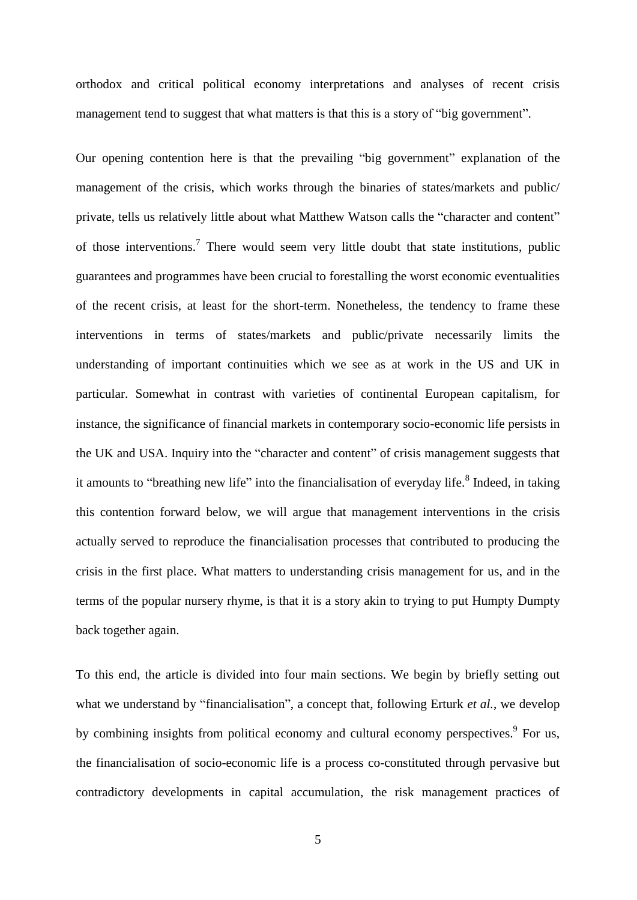orthodox and critical political economy interpretations and analyses of recent crisis management tend to suggest that what matters is that this is a story of "big government".

Our opening contention here is that the prevailing "big government" explanation of the management of the crisis, which works through the binaries of states/markets and public/private, tells us relatively little about what Matthew Watson calls the "character and content" of those interventions.[7] There would seem very little doubt that state institutions, public guarantees and programmes have been crucial to forestalling the worst economic eventualities of the recent crisis, at least for the short-term. Nonetheless, the tendency to frame these interventions in terms of states/markets and public/private necessarily limits the understanding of important continuities which we see as at work in the US and UK in particular. Somewhat in contrast with varieties of continental European capitalism, for instance, the significance of financial markets in contemporary socio-economic life persists in the UK and USA. Inquiry into the "character and content" of crisis management suggests that it amounts to "breathing new life" into the financialisation of everyday life.[8] Indeed, in taking this contention forward below, we will argue that management interventions in the crisis actually served to reproduce the financialisation processes that contributed to producing the crisis in the first place. What matters to understanding crisis management for us, and in the terms of the popular nursery rhyme, is that it is a story akin to trying to put Humpty Dumpty back together again.

To this end, the article is divided into four main sections. We begin by briefly setting out what we understand by "financialisation", a concept that, following Erturk *et al.*, we develop by combining insights from political economy and cultural economy perspectives.[9] For us, the financialisation of socio-economic life is a process co-constituted through pervasive but contradictory developments in capital accumulation, the risk management practices of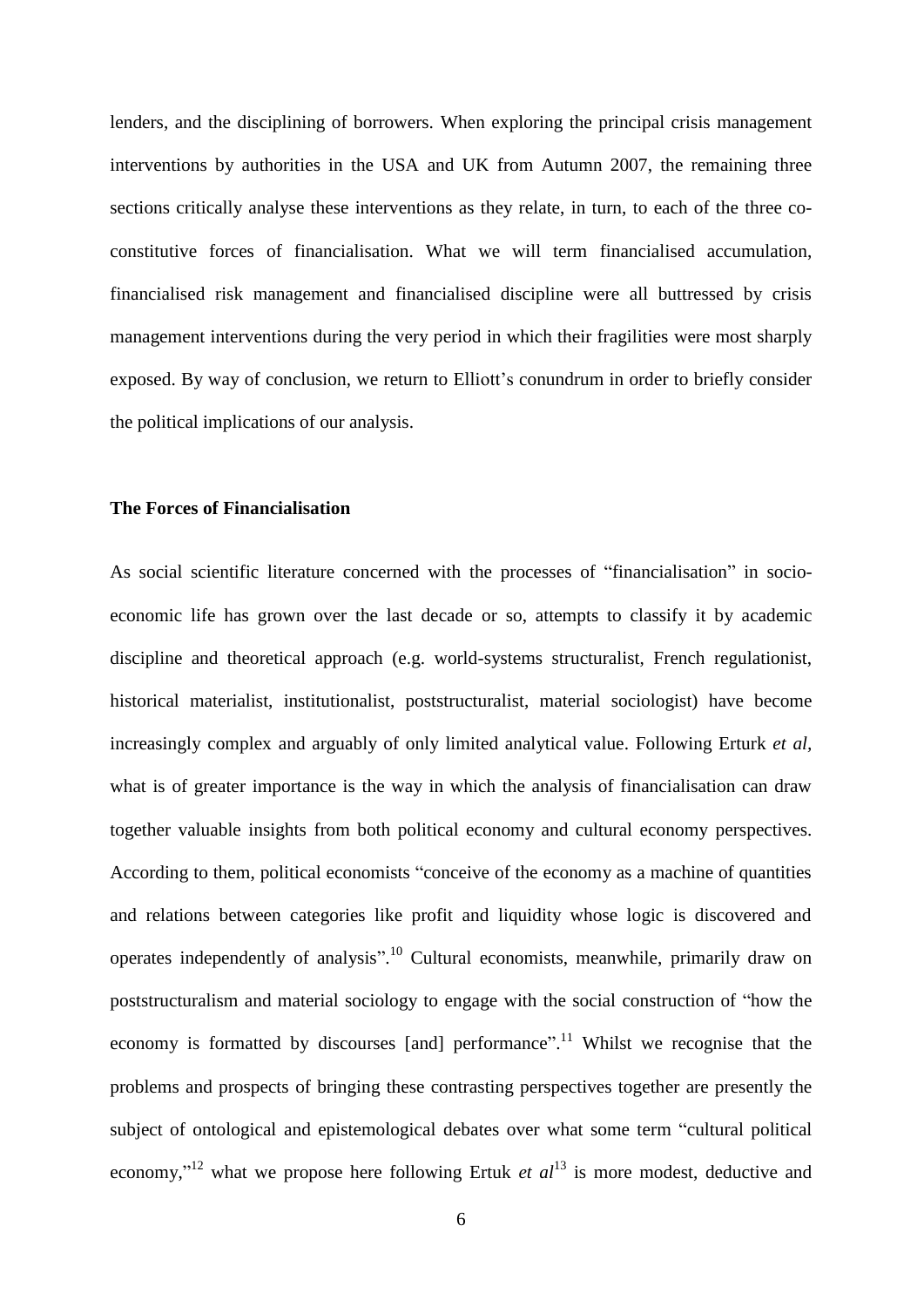lenders, and the disciplining of borrowers. When exploring the principal crisis management interventions by authorities in the USA and UK from Autumn 2007, the remaining three sections critically analyse these interventions as they relate, in turn, to each of the three co-constitutive forces of financialisation. What we will term financialised accumulation, financialised risk management and financialised discipline were all buttressed by crisis management interventions during the very period in which their fragilities were most sharply exposed. By way of conclusion, we return to Elliott's conundrum in order to briefly consider the political implications of our analysis.

**The Forces of Financialisation**

As social scientific literature concerned with the processes of "financialisation" in socio-economic life has grown over the last decade or so, attempts to classify it by academic discipline and theoretical approach (e.g. world-systems structuralist, French regulationist, historical materialist, institutionalist, poststructuralist, material sociologist) have become increasingly complex and arguably of only limited analytical value. Following Erturk *et al*, what is of greater importance is the way in which the analysis of financialisation can draw together valuable insights from both political economy and cultural economy perspectives. According to them, political economists "conceive of the economy as a machine of quantities and relations between categories like profit and liquidity whose logic is discovered and operates independently of analysis".[10] Cultural economists, meanwhile, primarily draw on poststructuralism and material sociology to engage with the social construction of "how the economy is formatted by discourses [and] performance".[11] Whilst we recognise that the problems and prospects of bringing these contrasting perspectives together are presently the subject of ontological and epistemological debates over what some term "cultural political economy,"[12] what we propose here following Ertuk *et al*[13] is more modest, deductive and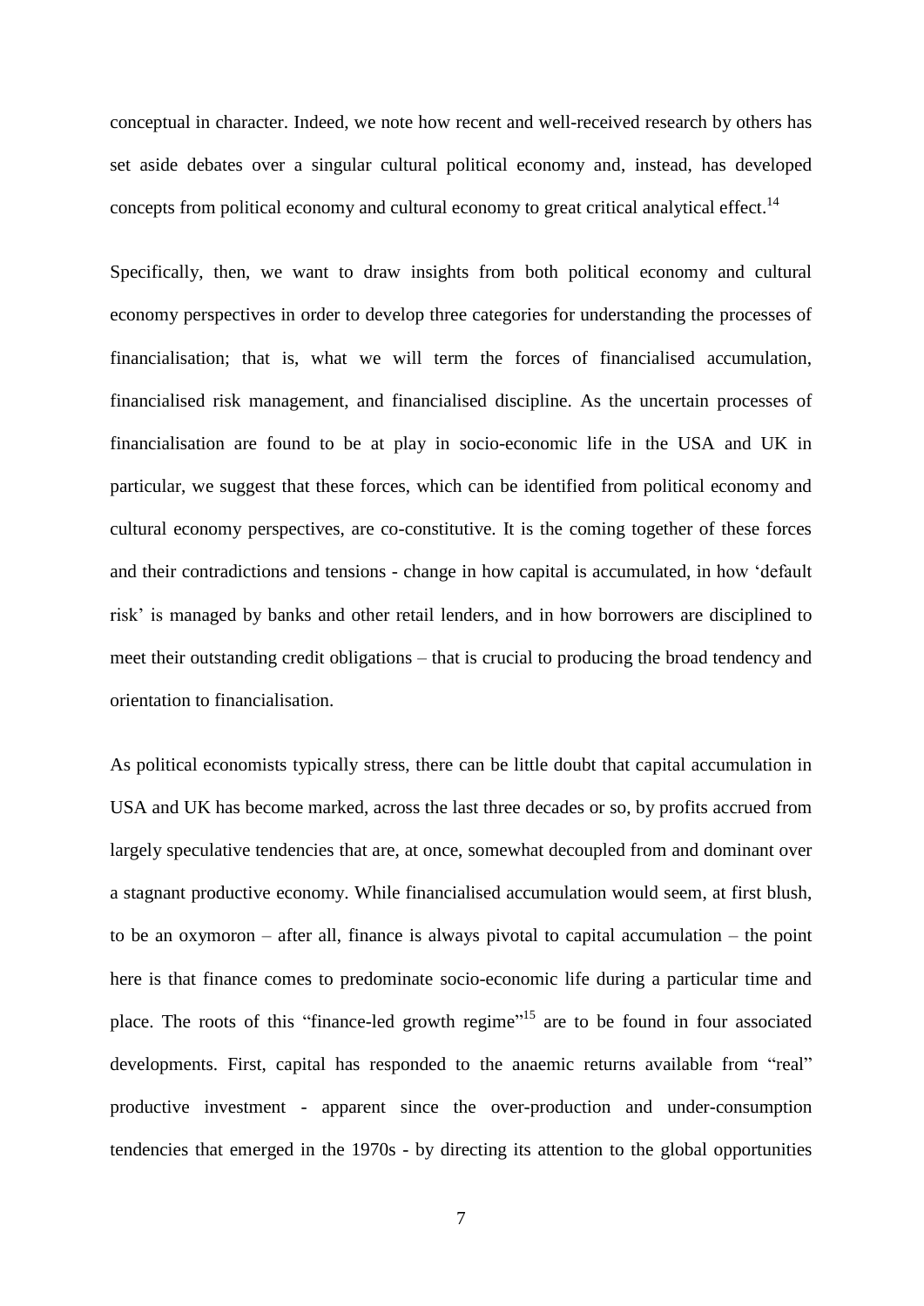conceptual in character. Indeed, we note how recent and well-received research by others has set aside debates over a singular cultural political economy and, instead, has developed concepts from political economy and cultural economy to great critical analytical effect.[14]

Specifically, then, we want to draw insights from both political economy and cultural economy perspectives in order to develop three categories for understanding the processes of financialisation; that is, what we will term the forces of financialised accumulation, financialised risk management, and financialised discipline. As the uncertain processes of financialisation are found to be at play in socio-economic life in the USA and UK in particular, we suggest that these forces, which can be identified from political economy and cultural economy perspectives, are co-constitutive. It is the coming together of these forces and their contradictions and tensions - change in how capital is accumulated, in how 'default risk' is managed by banks and other retail lenders, and in how borrowers are disciplined to meet their outstanding credit obligations – that is crucial to producing the broad tendency and orientation to financialisation.

As political economists typically stress, there can be little doubt that capital accumulation in USA and UK has become marked, across the last three decades or so, by profits accrued from largely speculative tendencies that are, at once, somewhat decoupled from and dominant over a stagnant productive economy. While financialised accumulation would seem, at first blush, to be an oxymoron – after all, finance is always pivotal to capital accumulation – the point here is that finance comes to predominate socio-economic life during a particular time and place. The roots of this "finance-led growth regime"[15] are to be found in four associated developments. First, capital has responded to the anaemic returns available from "real" productive investment - apparent since the over-production and under-consumption tendencies that emerged in the 1970s - by directing its attention to the global opportunities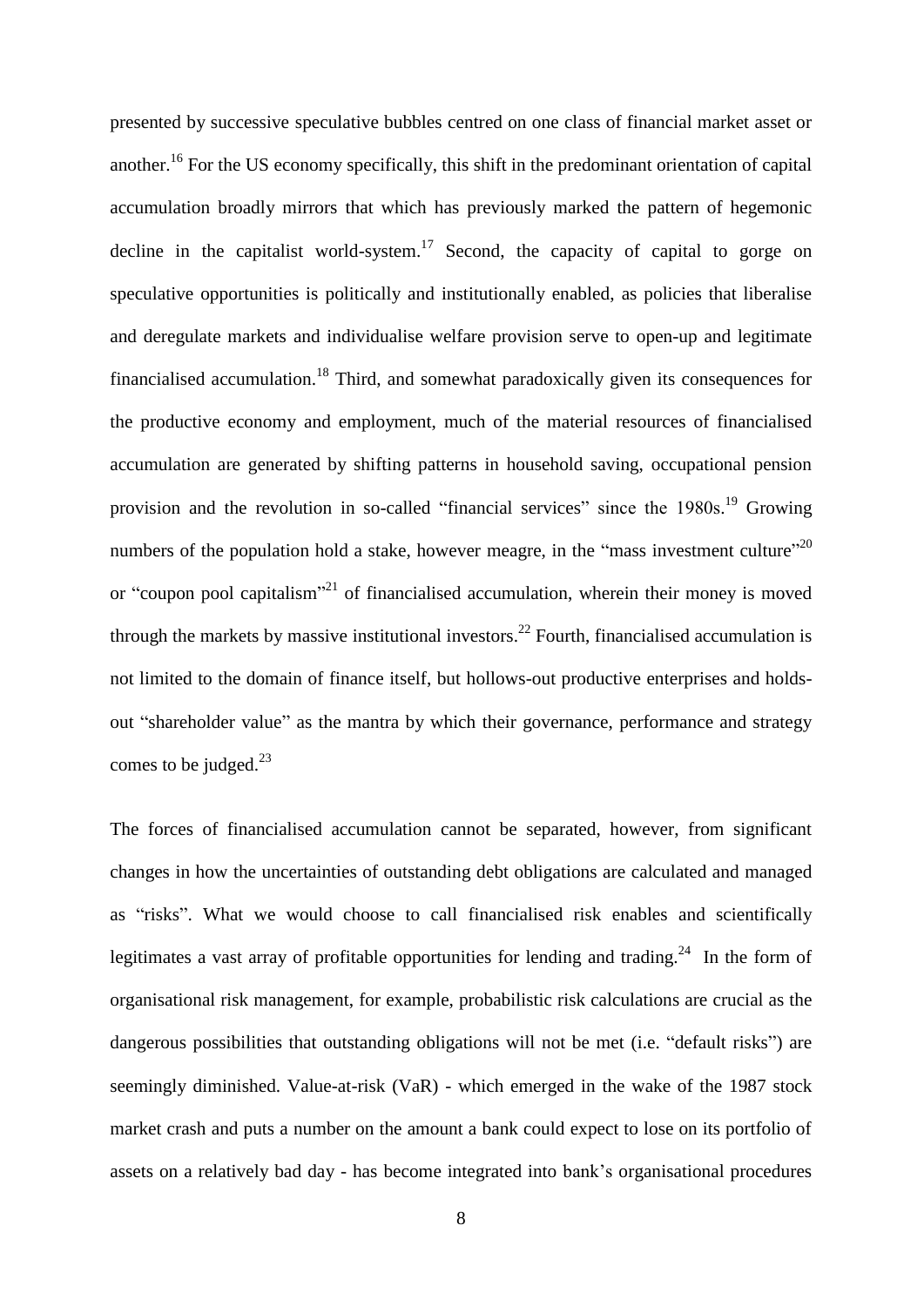presented by successive speculative bubbles centred on one class of financial market asset or another.[16] For the US economy specifically, this shift in the predominant orientation of capital accumulation broadly mirrors that which has previously marked the pattern of hegemonic decline in the capitalist world-system.[17] Second, the capacity of capital to gorge on speculative opportunities is politically and institutionally enabled, as policies that liberalise and deregulate markets and individualise welfare provision serve to open-up and legitimate financialised accumulation.[18] Third, and somewhat paradoxically given its consequences for the productive economy and employment, much of the material resources of financialised accumulation are generated by shifting patterns in household saving, occupational pension provision and the revolution in so-called "financial services" since the 1980s.[19] Growing numbers of the population hold a stake, however meagre, in the "mass investment culture"[20] or "coupon pool capitalism"[21] of financialised accumulation, wherein their money is moved through the markets by massive institutional investors.[22] Fourth, financialised accumulation is not limited to the domain of finance itself, but hollows-out productive enterprises and holds-out "shareholder value" as the mantra by which their governance, performance and strategy comes to be judged.[23]

The forces of financialised accumulation cannot be separated, however, from significant changes in how the uncertainties of outstanding debt obligations are calculated and managed as "risks". What we would choose to call financialised risk enables and scientifically legitimates a vast array of profitable opportunities for lending and trading.[24] In the form of organisational risk management, for example, probabilistic risk calculations are crucial as the dangerous possibilities that outstanding obligations will not be met (i.e. "default risks") are seemingly diminished. Value-at-risk (VaR) - which emerged in the wake of the 1987 stock market crash and puts a number on the amount a bank could expect to lose on its portfolio of assets on a relatively bad day - has become integrated into bank's organisational procedures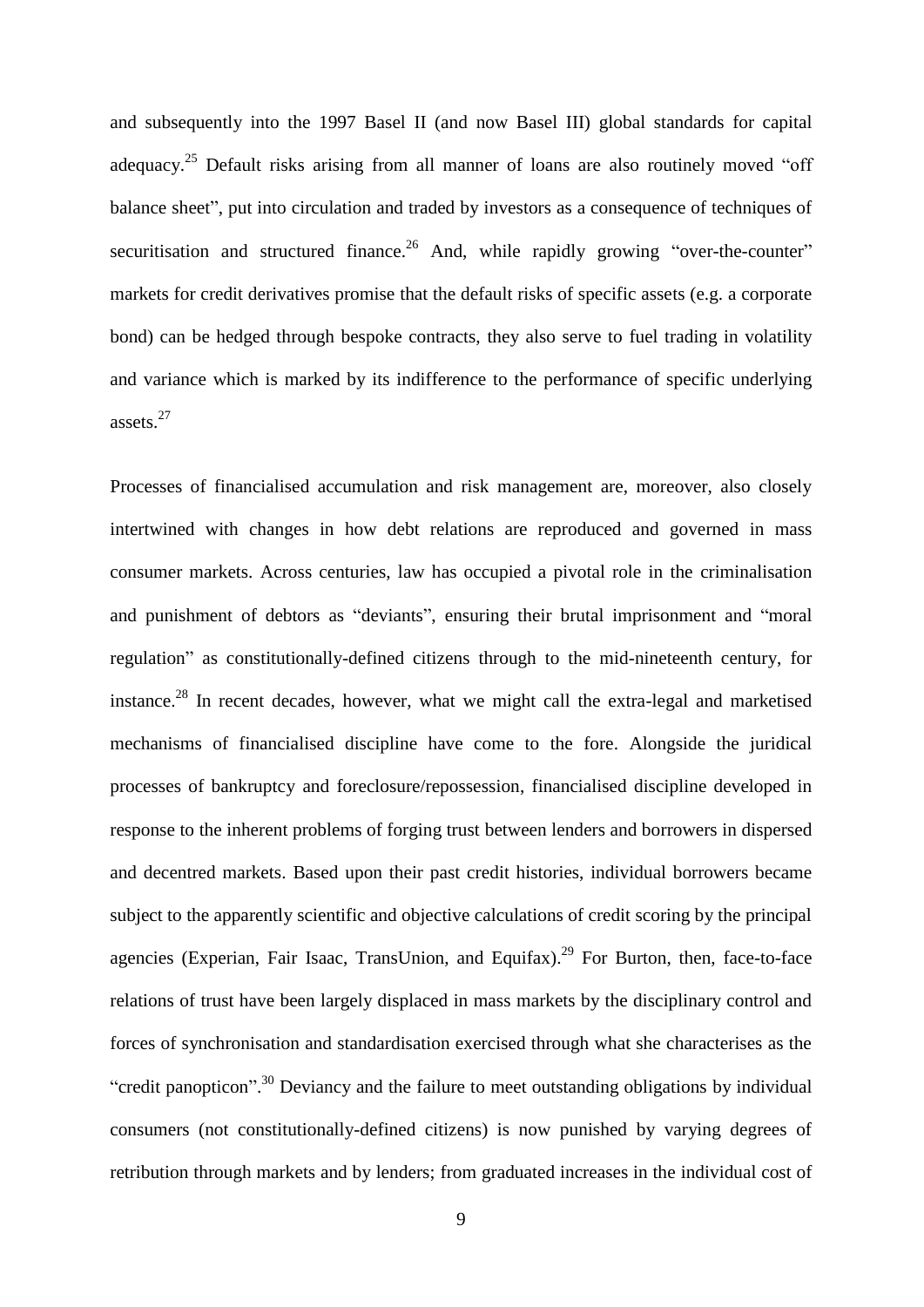and subsequently into the 1997 Basel II (and now Basel III) global standards for capital adequacy.[25] Default risks arising from all manner of loans are also routinely moved "off balance sheet", put into circulation and traded by investors as a consequence of techniques of securitisation and structured finance.[26] And, while rapidly growing "over-the-counter" markets for credit derivatives promise that the default risks of specific assets (e.g. a corporate bond) can be hedged through bespoke contracts, they also serve to fuel trading in volatility and variance which is marked by its indifference to the performance of specific underlying assets.[27]

Processes of financialised accumulation and risk management are, moreover, also closely intertwined with changes in how debt relations are reproduced and governed in mass consumer markets. Across centuries, law has occupied a pivotal role in the criminalisation and punishment of debtors as "deviants", ensuring their brutal imprisonment and "moral regulation" as constitutionally-defined citizens through to the mid-nineteenth century, for instance.[28] In recent decades, however, what we might call the extra-legal and marketised mechanisms of financialised discipline have come to the fore. Alongside the juridical processes of bankruptcy and foreclosure/repossession, financialised discipline developed in response to the inherent problems of forging trust between lenders and borrowers in dispersed and decentred markets. Based upon their past credit histories, individual borrowers became subject to the apparently scientific and objective calculations of credit scoring by the principal agencies (Experian, Fair Isaac, TransUnion, and Equifax).[29] For Burton, then, face-to-face relations of trust have been largely displaced in mass markets by the disciplinary control and forces of synchronisation and standardisation exercised through what she characterises as the "credit panopticon".[30] Deviancy and the failure to meet outstanding obligations by individual consumers (not constitutionally-defined citizens) is now punished by varying degrees of retribution through markets and by lenders; from graduated increases in the individual cost of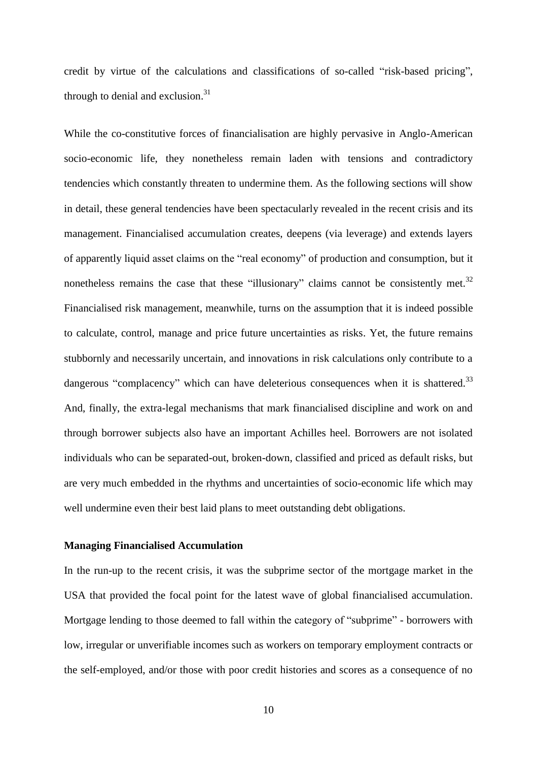credit by virtue of the calculations and classifications of so-called "risk-based pricing", through to denial and exclusion.[31]

While the co-constitutive forces of financialisation are highly pervasive in Anglo-American socio-economic life, they nonetheless remain laden with tensions and contradictory tendencies which constantly threaten to undermine them. As the following sections will show in detail, these general tendencies have been spectacularly revealed in the recent crisis and its management. Financialised accumulation creates, deepens (via leverage) and extends layers of apparently liquid asset claims on the "real economy" of production and consumption, but it nonetheless remains the case that these "illusionary" claims cannot be consistently met.[32] Financialised risk management, meanwhile, turns on the assumption that it is indeed possible to calculate, control, manage and price future uncertainties as risks. Yet, the future remains stubbornly and necessarily uncertain, and innovations in risk calculations only contribute to a dangerous "complacency" which can have deleterious consequences when it is shattered.[33] And, finally, the extra-legal mechanisms that mark financialised discipline and work on and through borrower subjects also have an important Achilles heel. Borrowers are not isolated individuals who can be separated-out, broken-down, classified and priced as default risks, but are very much embedded in the rhythms and uncertainties of socio-economic life which may well undermine even their best laid plans to meet outstanding debt obligations.

**Managing Financialised Accumulation**

In the run-up to the recent crisis, it was the subprime sector of the mortgage market in the USA that provided the focal point for the latest wave of global financialised accumulation. Mortgage lending to those deemed to fall within the category of "subprime" - borrowers with low, irregular or unverifiable incomes such as workers on temporary employment contracts or the self-employed, and/or those with poor credit histories and scores as a consequence of no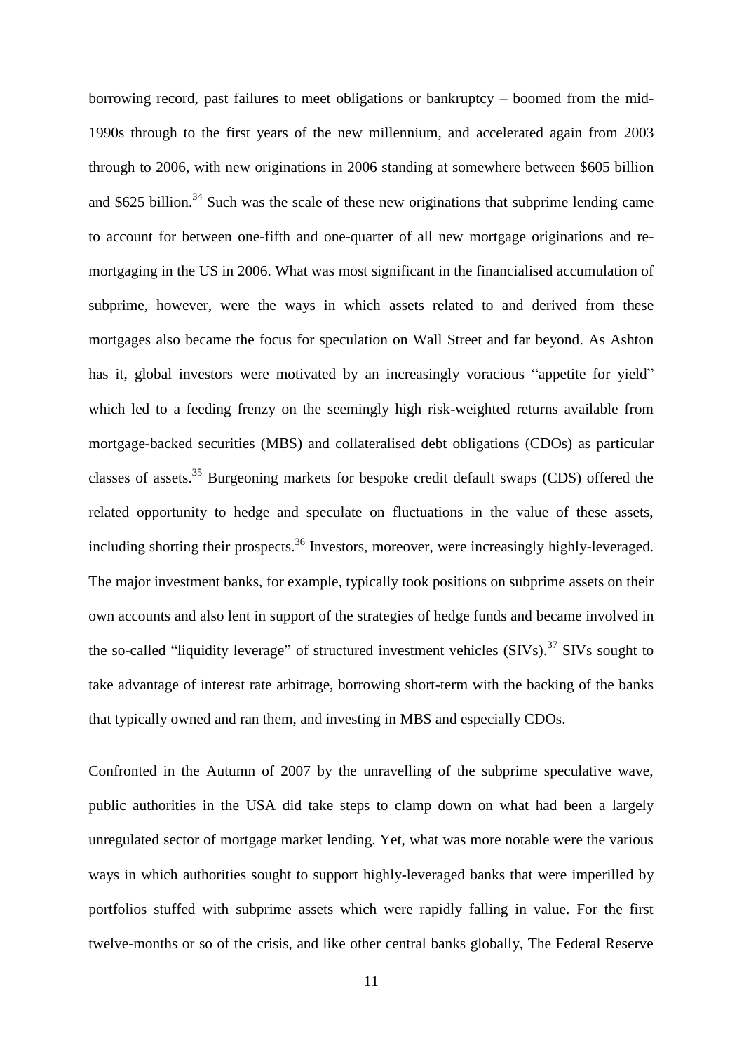borrowing record, past failures to meet obligations or bankruptcy – boomed from the mid-1990s through to the first years of the new millennium, and accelerated again from 2003 through to 2006, with new originations in 2006 standing at somewhere between \$605 billion and \$625 billion.[34] Such was the scale of these new originations that subprime lending came to account for between one-fifth and one-quarter of all new mortgage originations and re-mortgaging in the US in 2006. What was most significant in the financialised accumulation of subprime, however, were the ways in which assets related to and derived from these mortgages also became the focus for speculation on Wall Street and far beyond. As Ashton has it, global investors were motivated by an increasingly voracious "appetite for yield" which led to a feeding frenzy on the seemingly high risk-weighted returns available from mortgage-backed securities (MBS) and collateralised debt obligations (CDOs) as particular classes of assets.[35] Burgeoning markets for bespoke credit default swaps (CDS) offered the related opportunity to hedge and speculate on fluctuations in the value of these assets, including shorting their prospects.[36] Investors, moreover, were increasingly highly-leveraged. The major investment banks, for example, typically took positions on subprime assets on their own accounts and also lent in support of the strategies of hedge funds and became involved in the so-called "liquidity leverage" of structured investment vehicles (SIVs).[37] SIVs sought to take advantage of interest rate arbitrage, borrowing short-term with the backing of the banks that typically owned and ran them, and investing in MBS and especially CDOs.

Confronted in the Autumn of 2007 by the unravelling of the subprime speculative wave, public authorities in the USA did take steps to clamp down on what had been a largely unregulated sector of mortgage market lending. Yet, what was more notable were the various ways in which authorities sought to support highly-leveraged banks that were imperilled by portfolios stuffed with subprime assets which were rapidly falling in value. For the first twelve-months or so of the crisis, and like other central banks globally, The Federal Reserve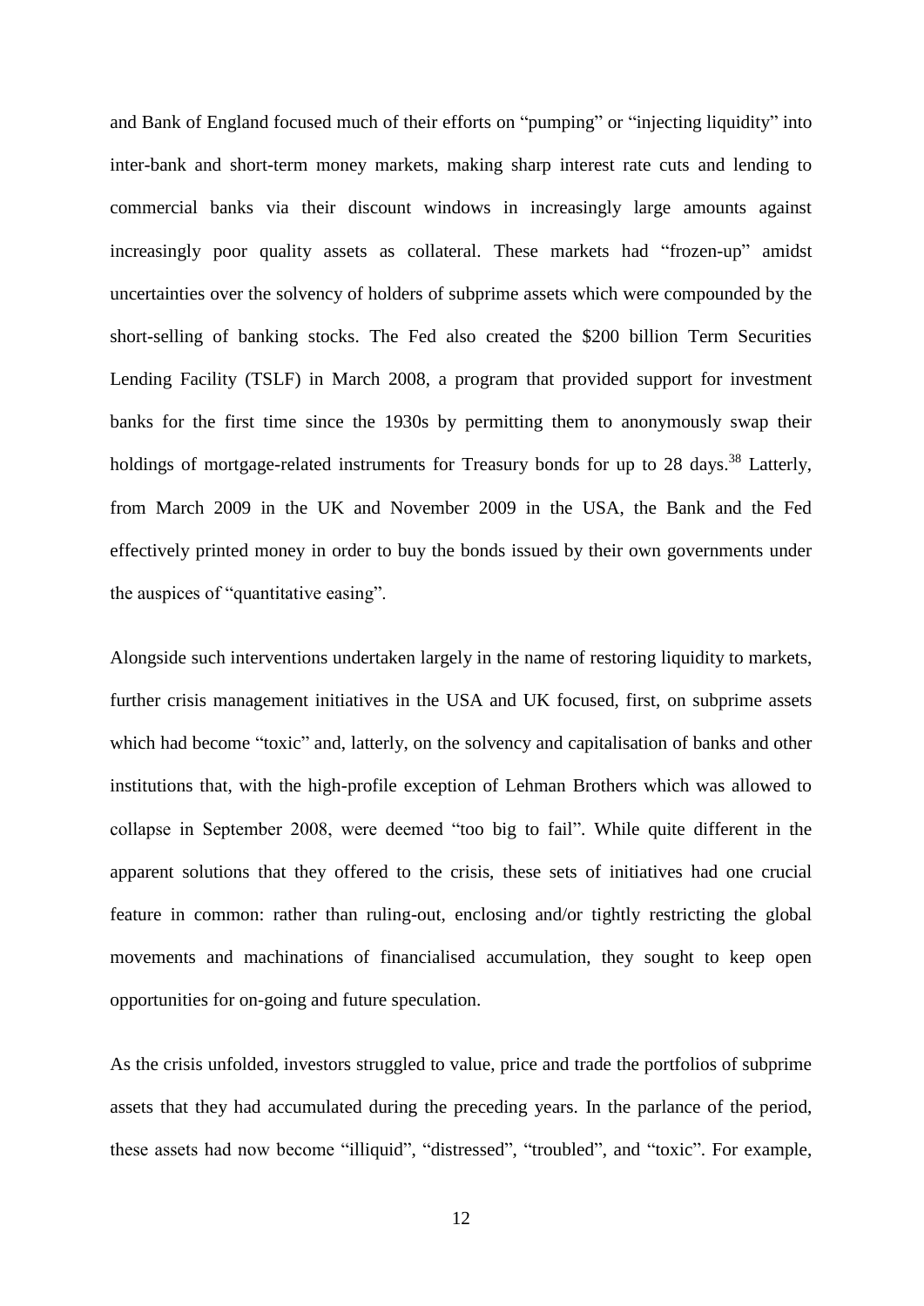and Bank of England focused much of their efforts on "pumping" or "injecting liquidity" into inter-bank and short-term money markets, making sharp interest rate cuts and lending to commercial banks via their discount windows in increasingly large amounts against increasingly poor quality assets as collateral. These markets had "frozen-up" amidst uncertainties over the solvency of holders of subprime assets which were compounded by the short-selling of banking stocks. The Fed also created the $200 billion Term Securities Lending Facility (TSLF) in March 2008, a program that provided support for investment banks for the first time since the 1930s by permitting them to anonymously swap their holdings of mortgage-related instruments for Treasury bonds for up to 28 days.[38] Latterly, from March 2009 in the UK and November 2009 in the USA, the Bank and the Fed effectively printed money in order to buy the bonds issued by their own governments under the auspices of "quantitative easing".

Alongside such interventions undertaken largely in the name of restoring liquidity to markets, further crisis management initiatives in the USA and UK focused, first, on subprime assets which had become "toxic" and, latterly, on the solvency and capitalisation of banks and other institutions that, with the high-profile exception of Lehman Brothers which was allowed to collapse in September 2008, were deemed "too big to fail". While quite different in the apparent solutions that they offered to the crisis, these sets of initiatives had one crucial feature in common: rather than ruling-out, enclosing and/or tightly restricting the global movements and machinations of financialised accumulation, they sought to keep open opportunities for on-going and future speculation.

As the crisis unfolded, investors struggled to value, price and trade the portfolios of subprime assets that they had accumulated during the preceding years. In the parlance of the period, these assets had now become "illiquid", "distressed", "troubled", and "toxic". For example,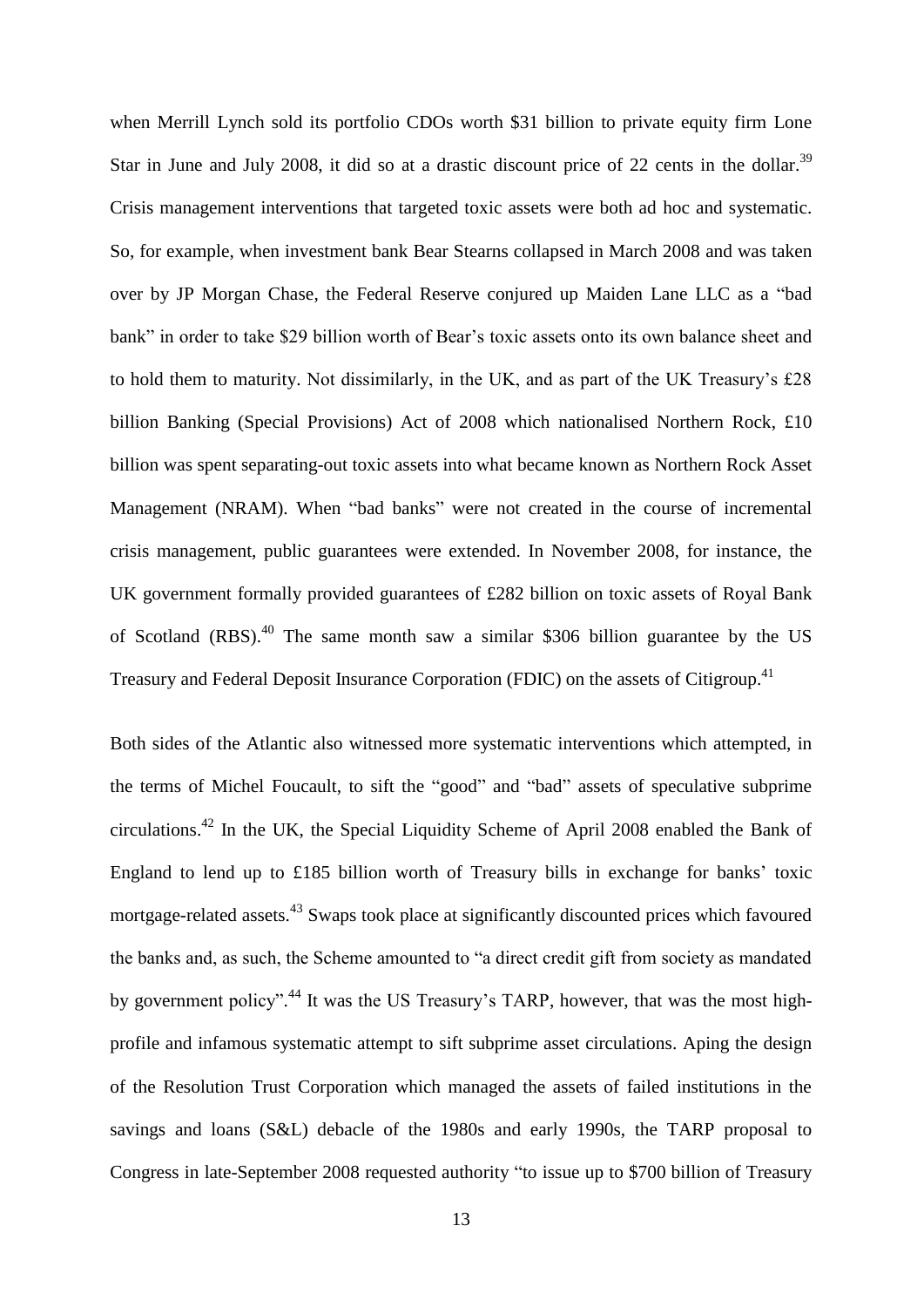when Merrill Lynch sold its portfolio CDOs worth $31 billion to private equity firm Lone Star in June and July 2008, it did so at a drastic discount price of 22 cents in the dollar.[39] Crisis management interventions that targeted toxic assets were both ad hoc and systematic. So, for example, when investment bank Bear Stearns collapsed in March 2008 and was taken over by JP Morgan Chase, the Federal Reserve conjured up Maiden Lane LLC as a "bad bank" in order to take $29 billion worth of Bear's toxic assets onto its own balance sheet and to hold them to maturity. Not dissimilarly, in the UK, and as part of the UK Treasury's £28 billion Banking (Special Provisions) Act of 2008 which nationalised Northern Rock, £10 billion was spent separating-out toxic assets into what became known as Northern Rock Asset Management (NRAM). When "bad banks" were not created in the course of incremental crisis management, public guarantees were extended. In November 2008, for instance, the UK government formally provided guarantees of £282 billion on toxic assets of Royal Bank of Scotland (RBS).[40] The same month saw a similar $306 billion guarantee by the US Treasury and Federal Deposit Insurance Corporation (FDIC) on the assets of Citigroup.[41]

Both sides of the Atlantic also witnessed more systematic interventions which attempted, in the terms of Michel Foucault, to sift the "good" and "bad" assets of speculative subprime circulations.[42] In the UK, the Special Liquidity Scheme of April 2008 enabled the Bank of England to lend up to £185 billion worth of Treasury bills in exchange for banks' toxic mortgage-related assets.[43] Swaps took place at significantly discounted prices which favoured the banks and, as such, the Scheme amounted to "a direct credit gift from society as mandated by government policy".[44] It was the US Treasury's TARP, however, that was the most high-profile and infamous systematic attempt to sift subprime asset circulations. Aping the design of the Resolution Trust Corporation which managed the assets of failed institutions in the savings and loans (S&L) debacle of the 1980s and early 1990s, the TARP proposal to Congress in late-September 2008 requested authority "to issue up to $700 billion of Treasury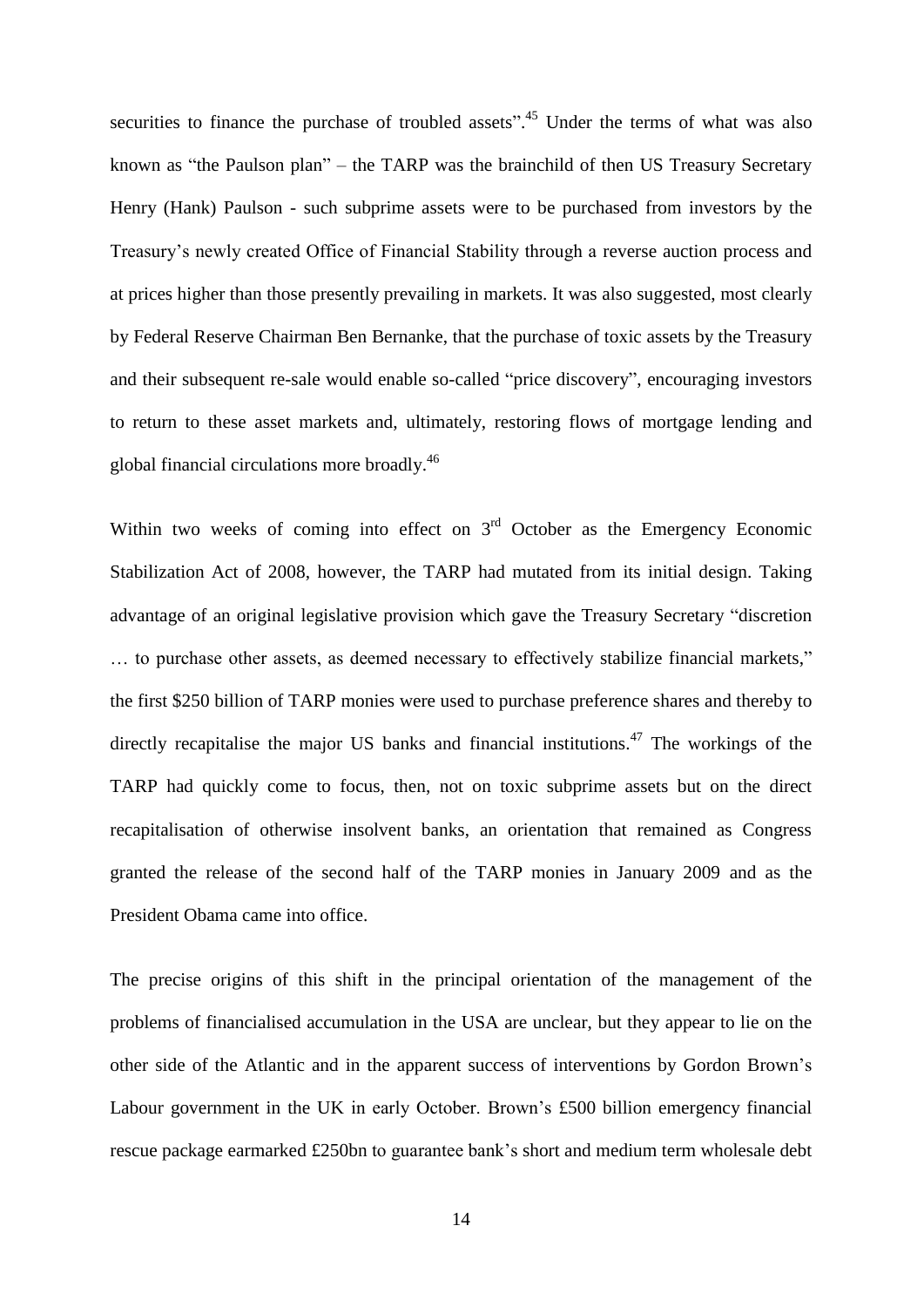securities to finance the purchase of troubled assets".[45] Under the terms of what was also known as "the Paulson plan" – the TARP was the brainchild of then US Treasury Secretary Henry (Hank) Paulson - such subprime assets were to be purchased from investors by the Treasury's newly created Office of Financial Stability through a reverse auction process and at prices higher than those presently prevailing in markets. It was also suggested, most clearly by Federal Reserve Chairman Ben Bernanke, that the purchase of toxic assets by the Treasury and their subsequent re-sale would enable so-called "price discovery", encouraging investors to return to these asset markets and, ultimately, restoring flows of mortgage lending and global financial circulations more broadly.[46]

Within two weeks of coming into effect on 3rd October as the Emergency Economic Stabilization Act of 2008, however, the TARP had mutated from its initial design. Taking advantage of an original legislative provision which gave the Treasury Secretary "discretion … to purchase other assets, as deemed necessary to effectively stabilize financial markets," the first \$250 billion of TARP monies were used to purchase preference shares and thereby to directly recapitalise the major US banks and financial institutions.[47] The workings of the TARP had quickly come to focus, then, not on toxic subprime assets but on the direct recapitalisation of otherwise insolvent banks, an orientation that remained as Congress granted the release of the second half of the TARP monies in January 2009 and as the President Obama came into office.

The precise origins of this shift in the principal orientation of the management of the problems of financialised accumulation in the USA are unclear, but they appear to lie on the other side of the Atlantic and in the apparent success of interventions by Gordon Brown's Labour government in the UK in early October. Brown's £500 billion emergency financial rescue package earmarked £250bn to guarantee bank's short and medium term wholesale debt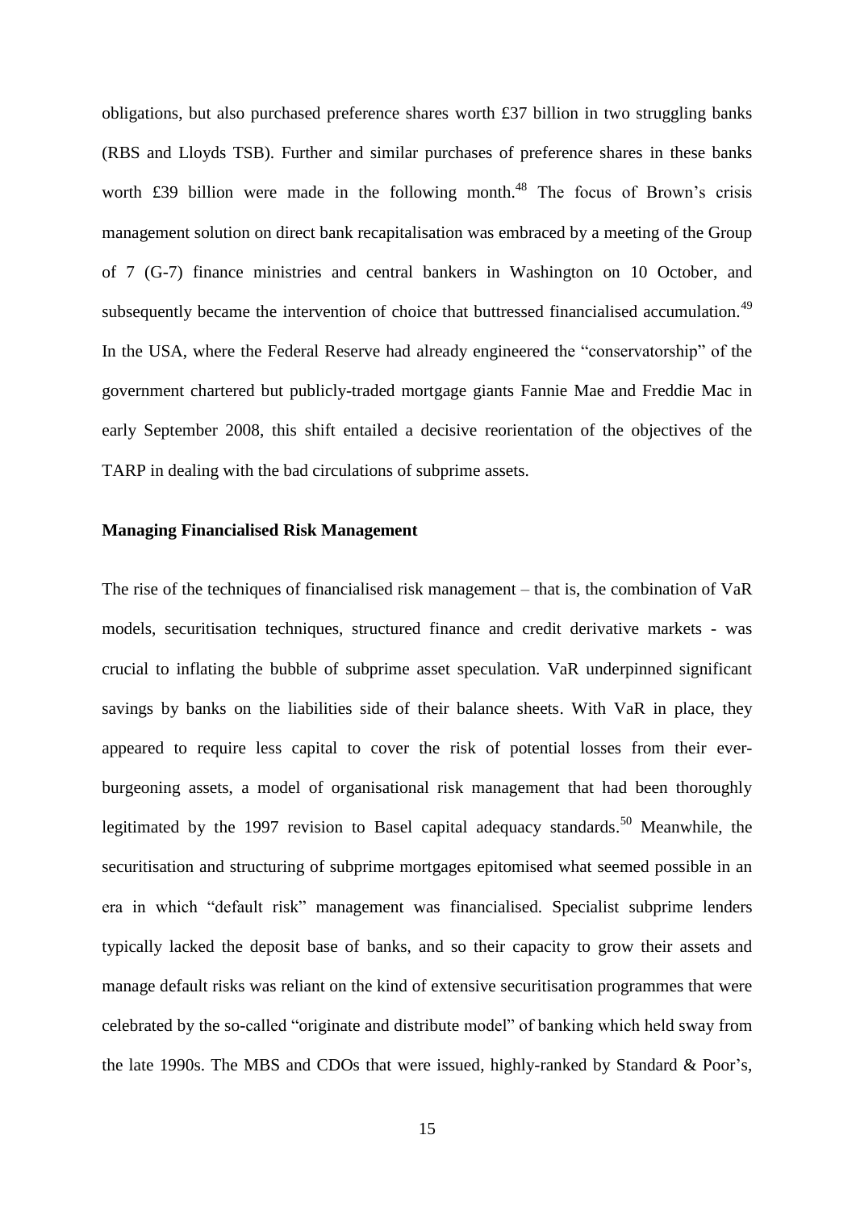obligations, but also purchased preference shares worth £37 billion in two struggling banks (RBS and Lloyds TSB). Further and similar purchases of preference shares in these banks worth £39 billion were made in the following month.[48] The focus of Brown's crisis management solution on direct bank recapitalisation was embraced by a meeting of the Group of 7 (G-7) finance ministries and central bankers in Washington on 10 October, and subsequently became the intervention of choice that buttressed financialised accumulation.[49] In the USA, where the Federal Reserve had already engineered the "conservatorship" of the government chartered but publicly-traded mortgage giants Fannie Mae and Freddie Mac in early September 2008, this shift entailed a decisive reorientation of the objectives of the TARP in dealing with the bad circulations of subprime assets.

**Managing Financialised Risk Management**

The rise of the techniques of financialised risk management – that is, the combination of VaR models, securitisation techniques, structured finance and credit derivative markets - was crucial to inflating the bubble of subprime asset speculation. VaR underpinned significant savings by banks on the liabilities side of their balance sheets. With VaR in place, they appeared to require less capital to cover the risk of potential losses from their ever-burgeoning assets, a model of organisational risk management that had been thoroughly legitimated by the 1997 revision to Basel capital adequacy standards.[50] Meanwhile, the securitisation and structuring of subprime mortgages epitomised what seemed possible in an era in which "default risk" management was financialised. Specialist subprime lenders typically lacked the deposit base of banks, and so their capacity to grow their assets and manage default risks was reliant on the kind of extensive securitisation programmes that were celebrated by the so-called "originate and distribute model" of banking which held sway from the late 1990s. The MBS and CDOs that were issued, highly-ranked by Standard & Poor's,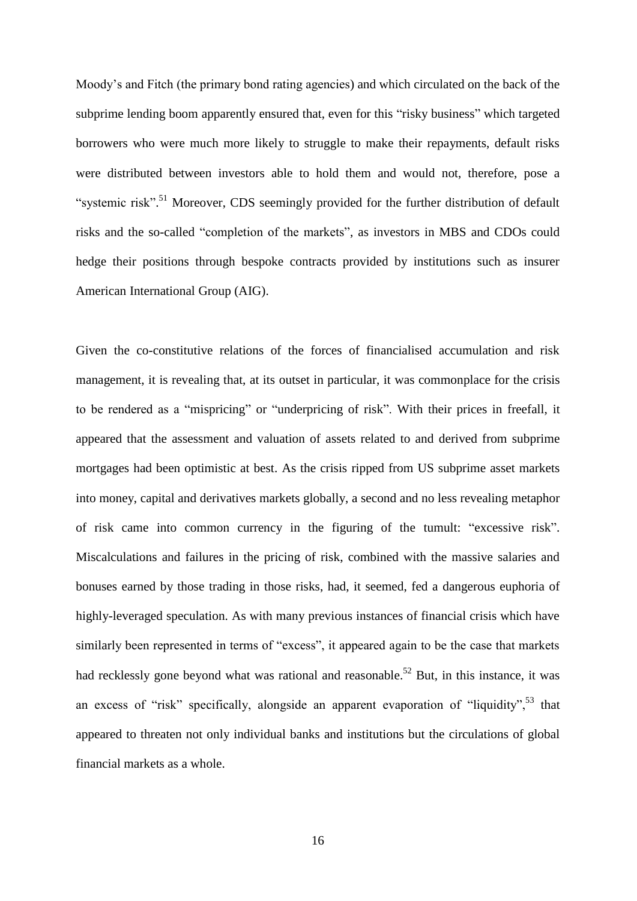Moody's and Fitch (the primary bond rating agencies) and which circulated on the back of the subprime lending boom apparently ensured that, even for this "risky business" which targeted borrowers who were much more likely to struggle to make their repayments, default risks were distributed between investors able to hold them and would not, therefore, pose a "systemic risk".[51] Moreover, CDS seemingly provided for the further distribution of default risks and the so-called "completion of the markets", as investors in MBS and CDOs could hedge their positions through bespoke contracts provided by institutions such as insurer American International Group (AIG).

Given the co-constitutive relations of the forces of financialised accumulation and risk management, it is revealing that, at its outset in particular, it was commonplace for the crisis to be rendered as a "mispricing" or "underpricing of risk". With their prices in freefall, it appeared that the assessment and valuation of assets related to and derived from subprime mortgages had been optimistic at best. As the crisis ripped from US subprime asset markets into money, capital and derivatives markets globally, a second and no less revealing metaphor of risk came into common currency in the figuring of the tumult: "excessive risk". Miscalculations and failures in the pricing of risk, combined with the massive salaries and bonuses earned by those trading in those risks, had, it seemed, fed a dangerous euphoria of highly-leveraged speculation. As with many previous instances of financial crisis which have similarly been represented in terms of "excess", it appeared again to be the case that markets had recklessly gone beyond what was rational and reasonable.[52] But, in this instance, it was an excess of "risk" specifically, alongside an apparent evaporation of "liquidity",[53] that appeared to threaten not only individual banks and institutions but the circulations of global financial markets as a whole.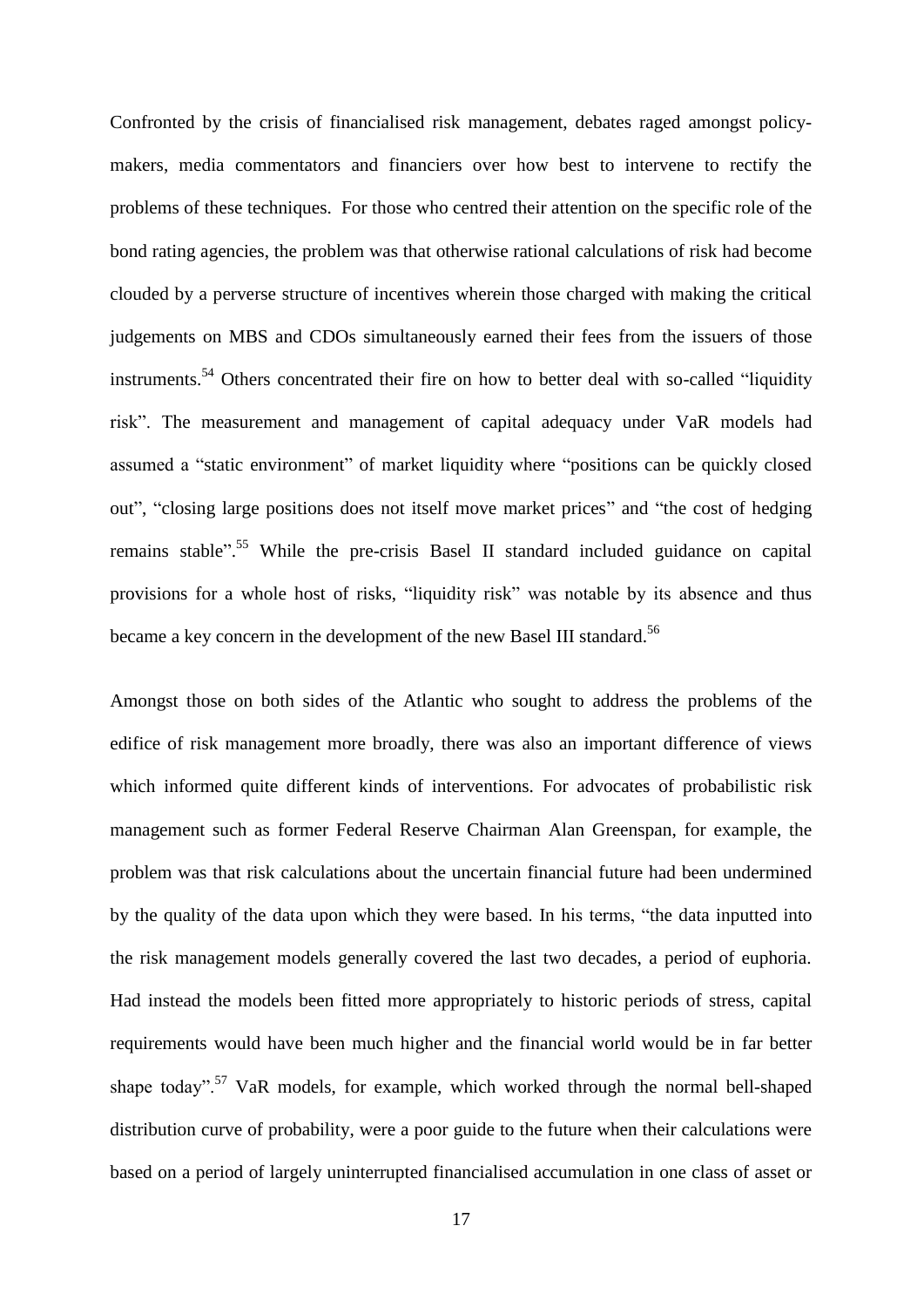Confronted by the crisis of financialised risk management, debates raged amongst policy-makers, media commentators and financiers over how best to intervene to rectify the problems of these techniques. For those who centred their attention on the specific role of the bond rating agencies, the problem was that otherwise rational calculations of risk had become clouded by a perverse structure of incentives wherein those charged with making the critical judgements on MBS and CDOs simultaneously earned their fees from the issuers of those instruments.[54] Others concentrated their fire on how to better deal with so-called "liquidity risk". The measurement and management of capital adequacy under VaR models had assumed a "static environment" of market liquidity where "positions can be quickly closed out", "closing large positions does not itself move market prices" and "the cost of hedging remains stable".[55] While the pre-crisis Basel II standard included guidance on capital provisions for a whole host of risks, "liquidity risk" was notable by its absence and thus became a key concern in the development of the new Basel III standard.[56]

Amongst those on both sides of the Atlantic who sought to address the problems of the edifice of risk management more broadly, there was also an important difference of views which informed quite different kinds of interventions. For advocates of probabilistic risk management such as former Federal Reserve Chairman Alan Greenspan, for example, the problem was that risk calculations about the uncertain financial future had been undermined by the quality of the data upon which they were based. In his terms, "the data inputted into the risk management models generally covered the last two decades, a period of euphoria. Had instead the models been fitted more appropriately to historic periods of stress, capital requirements would have been much higher and the financial world would be in far better shape today".[57] VaR models, for example, which worked through the normal bell-shaped distribution curve of probability, were a poor guide to the future when their calculations were based on a period of largely uninterrupted financialised accumulation in one class of asset or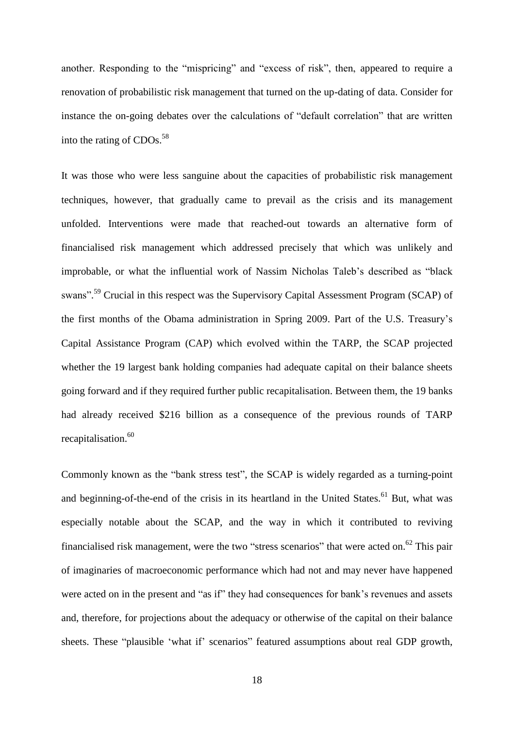another. Responding to the "mispricing" and "excess of risk", then, appeared to require a renovation of probabilistic risk management that turned on the up-dating of data. Consider for instance the on-going debates over the calculations of "default correlation" that are written into the rating of CDOs.[58]

It was those who were less sanguine about the capacities of probabilistic risk management techniques, however, that gradually came to prevail as the crisis and its management unfolded. Interventions were made that reached-out towards an alternative form of financialised risk management which addressed precisely that which was unlikely and improbable, or what the influential work of Nassim Nicholas Taleb's described as "black swans".[59] Crucial in this respect was the Supervisory Capital Assessment Program (SCAP) of the first months of the Obama administration in Spring 2009. Part of the U.S. Treasury's Capital Assistance Program (CAP) which evolved within the TARP, the SCAP projected whether the 19 largest bank holding companies had adequate capital on their balance sheets going forward and if they required further public recapitalisation. Between them, the 19 banks had already received \$216 billion as a consequence of the previous rounds of TARP recapitalisation.[60]

Commonly known as the "bank stress test", the SCAP is widely regarded as a turning-point and beginning-of-the-end of the crisis in its heartland in the United States.[61] But, what was especially notable about the SCAP, and the way in which it contributed to reviving financialised risk management, were the two "stress scenarios" that were acted on.[62] This pair of imaginaries of macroeconomic performance which had not and may never have happened were acted on in the present and "as if" they had consequences for bank's revenues and assets and, therefore, for projections about the adequacy or otherwise of the capital on their balance sheets. These "plausible 'what if' scenarios" featured assumptions about real GDP growth,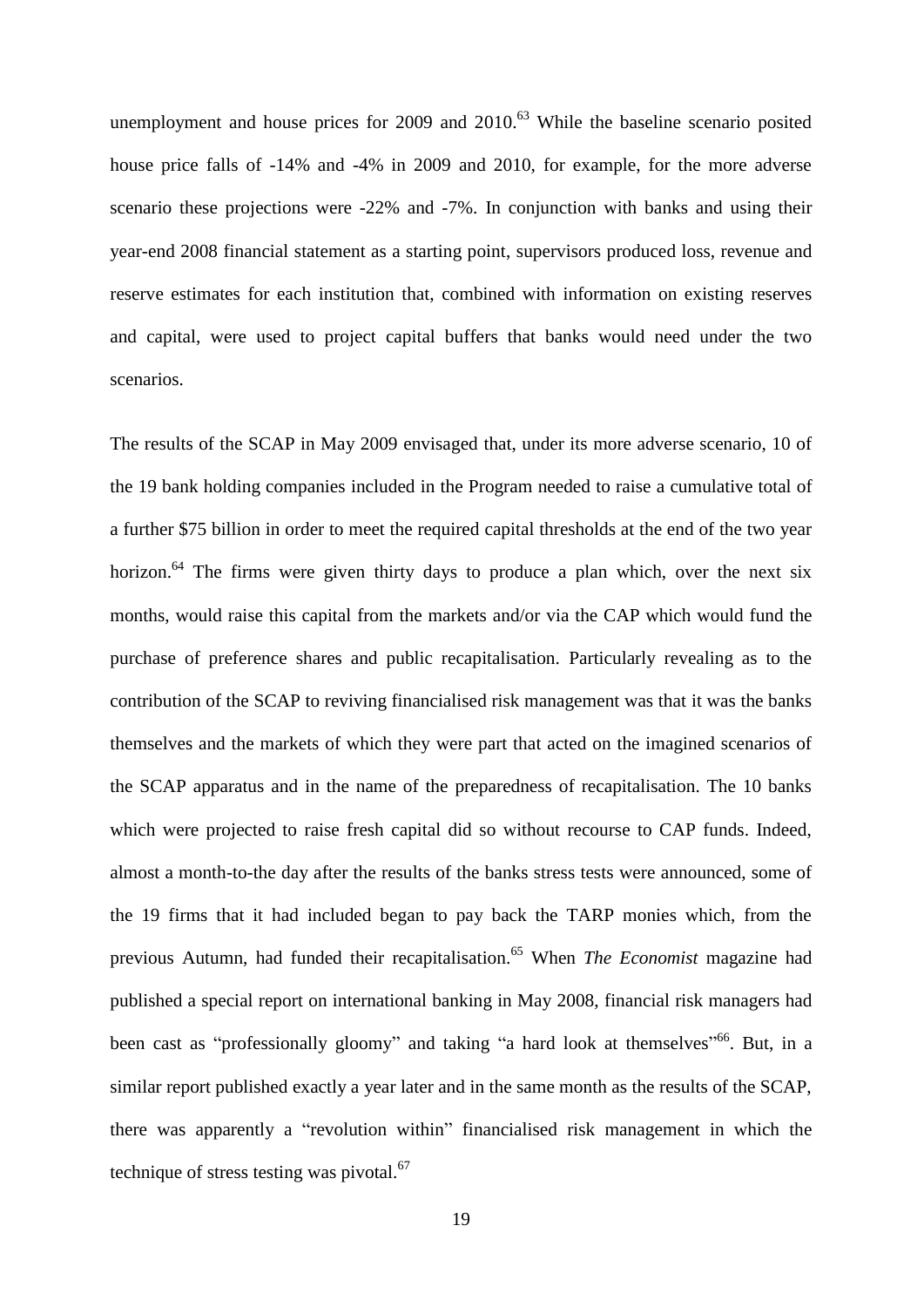unemployment and house prices for 2009 and 2010.[63] While the baseline scenario posited house price falls of -14% and -4% in 2009 and 2010, for example, for the more adverse scenario these projections were -22% and -7%. In conjunction with banks and using their year-end 2008 financial statement as a starting point, supervisors produced loss, revenue and reserve estimates for each institution that, combined with information on existing reserves and capital, were used to project capital buffers that banks would need under the two scenarios.

The results of the SCAP in May 2009 envisaged that, under its more adverse scenario, 10 of the 19 bank holding companies included in the Program needed to raise a cumulative total of a further $75 billion in order to meet the required capital thresholds at the end of the two year horizon.[64] The firms were given thirty days to produce a plan which, over the next six months, would raise this capital from the markets and/or via the CAP which would fund the purchase of preference shares and public recapitalisation. Particularly revealing as to the contribution of the SCAP to reviving financialised risk management was that it was the banks themselves and the markets of which they were part that acted on the imagined scenarios of the SCAP apparatus and in the name of the preparedness of recapitalisation. The 10 banks which were projected to raise fresh capital did so without recourse to CAP funds. Indeed, almost a month-to-the day after the results of the banks stress tests were announced, some of the 19 firms that it had included began to pay back the TARP monies which, from the previous Autumn, had funded their recapitalisation.[65] When *The Economist* magazine had published a special report on international banking in May 2008, financial risk managers had been cast as "professionally gloomy" and taking "a hard look at themselves"[66]. But, in a similar report published exactly a year later and in the same month as the results of the SCAP, there was apparently a "revolution within" financialised risk management in which the technique of stress testing was pivotal.[67]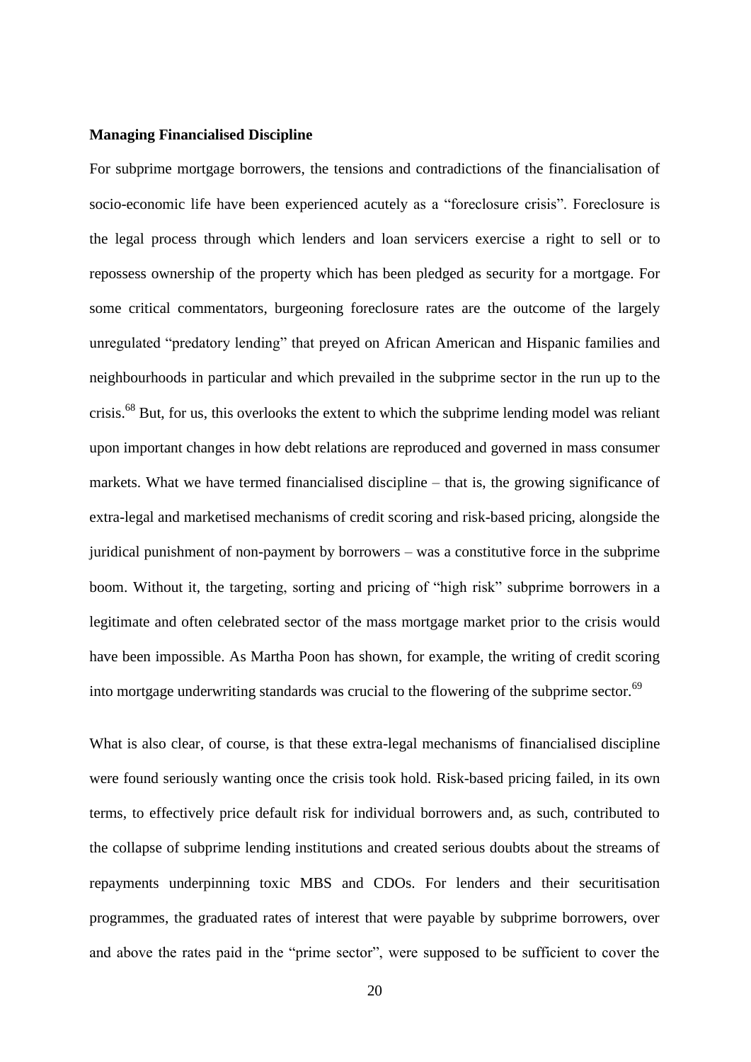**Managing Financialised Discipline**

For subprime mortgage borrowers, the tensions and contradictions of the financialisation of socio-economic life have been experienced acutely as a "foreclosure crisis". Foreclosure is the legal process through which lenders and loan servicers exercise a right to sell or to repossess ownership of the property which has been pledged as security for a mortgage. For some critical commentators, burgeoning foreclosure rates are the outcome of the largely unregulated "predatory lending" that preyed on African American and Hispanic families and neighbourhoods in particular and which prevailed in the subprime sector in the run up to the crisis.[68] But, for us, this overlooks the extent to which the subprime lending model was reliant upon important changes in how debt relations are reproduced and governed in mass consumer markets. What we have termed financialised discipline – that is, the growing significance of extra-legal and marketised mechanisms of credit scoring and risk-based pricing, alongside the juridical punishment of non-payment by borrowers – was a constitutive force in the subprime boom. Without it, the targeting, sorting and pricing of "high risk" subprime borrowers in a legitimate and often celebrated sector of the mass mortgage market prior to the crisis would have been impossible. As Martha Poon has shown, for example, the writing of credit scoring into mortgage underwriting standards was crucial to the flowering of the subprime sector.[69]

What is also clear, of course, is that these extra-legal mechanisms of financialised discipline were found seriously wanting once the crisis took hold. Risk-based pricing failed, in its own terms, to effectively price default risk for individual borrowers and, as such, contributed to the collapse of subprime lending institutions and created serious doubts about the streams of repayments underpinning toxic MBS and CDOs. For lenders and their securitisation programmes, the graduated rates of interest that were payable by subprime borrowers, over and above the rates paid in the "prime sector", were supposed to be sufficient to cover the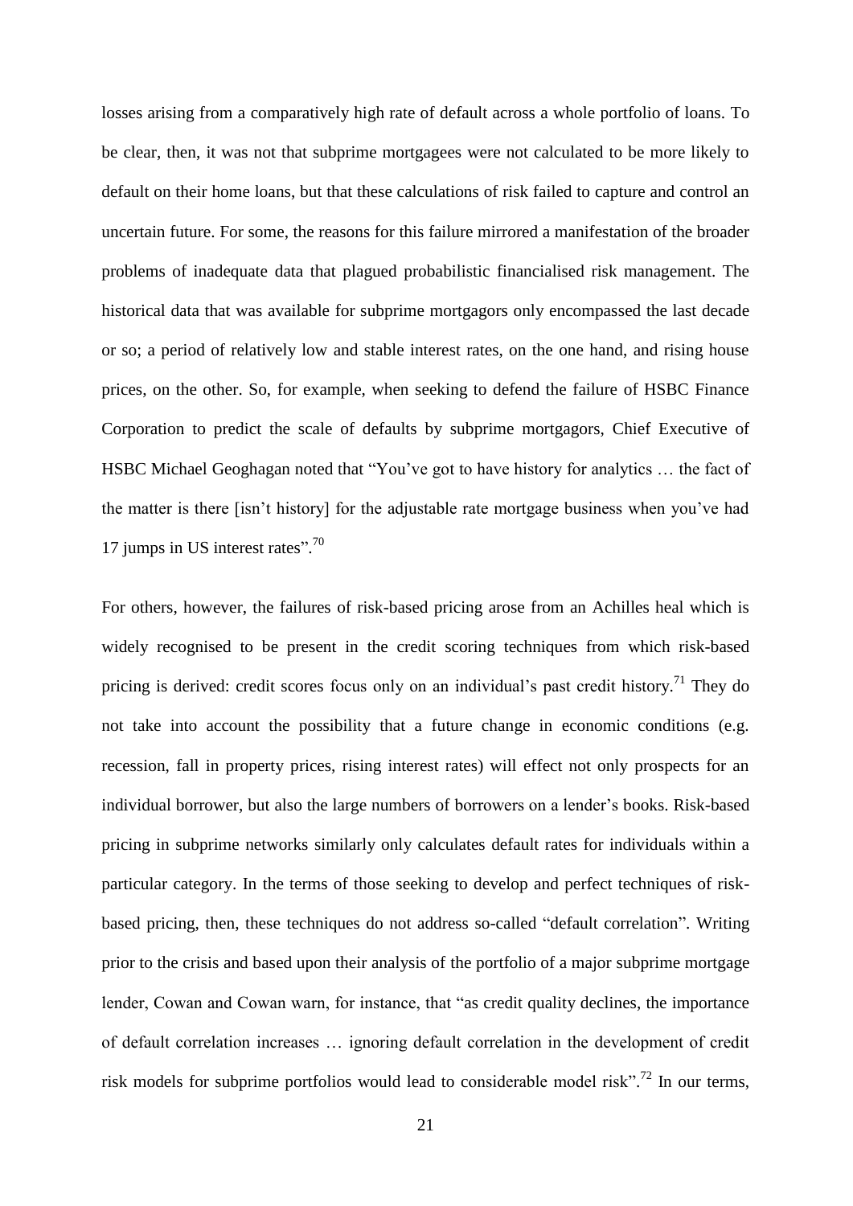losses arising from a comparatively high rate of default across a whole portfolio of loans. To be clear, then, it was not that subprime mortgagees were not calculated to be more likely to default on their home loans, but that these calculations of risk failed to capture and control an uncertain future. For some, the reasons for this failure mirrored a manifestation of the broader problems of inadequate data that plagued probabilistic financialised risk management. The historical data that was available for subprime mortgagors only encompassed the last decade or so; a period of relatively low and stable interest rates, on the one hand, and rising house prices, on the other. So, for example, when seeking to defend the failure of HSBC Finance Corporation to predict the scale of defaults by subprime mortgagors, Chief Executive of HSBC Michael Geoghagan noted that "You've got to have history for analytics … the fact of the matter is there [isn't history] for the adjustable rate mortgage business when you've had 17 jumps in US interest rates".[70]

For others, however, the failures of risk-based pricing arose from an Achilles heal which is widely recognised to be present in the credit scoring techniques from which risk-based pricing is derived: credit scores focus only on an individual's past credit history.[71] They do not take into account the possibility that a future change in economic conditions (e.g. recession, fall in property prices, rising interest rates) will effect not only prospects for an individual borrower, but also the large numbers of borrowers on a lender's books. Risk-based pricing in subprime networks similarly only calculates default rates for individuals within a particular category. In the terms of those seeking to develop and perfect techniques of risk-based pricing, then, these techniques do not address so-called "default correlation". Writing prior to the crisis and based upon their analysis of the portfolio of a major subprime mortgage lender, Cowan and Cowan warn, for instance, that "as credit quality declines, the importance of default correlation increases … ignoring default correlation in the development of credit risk models for subprime portfolios would lead to considerable model risk".[72] In our terms,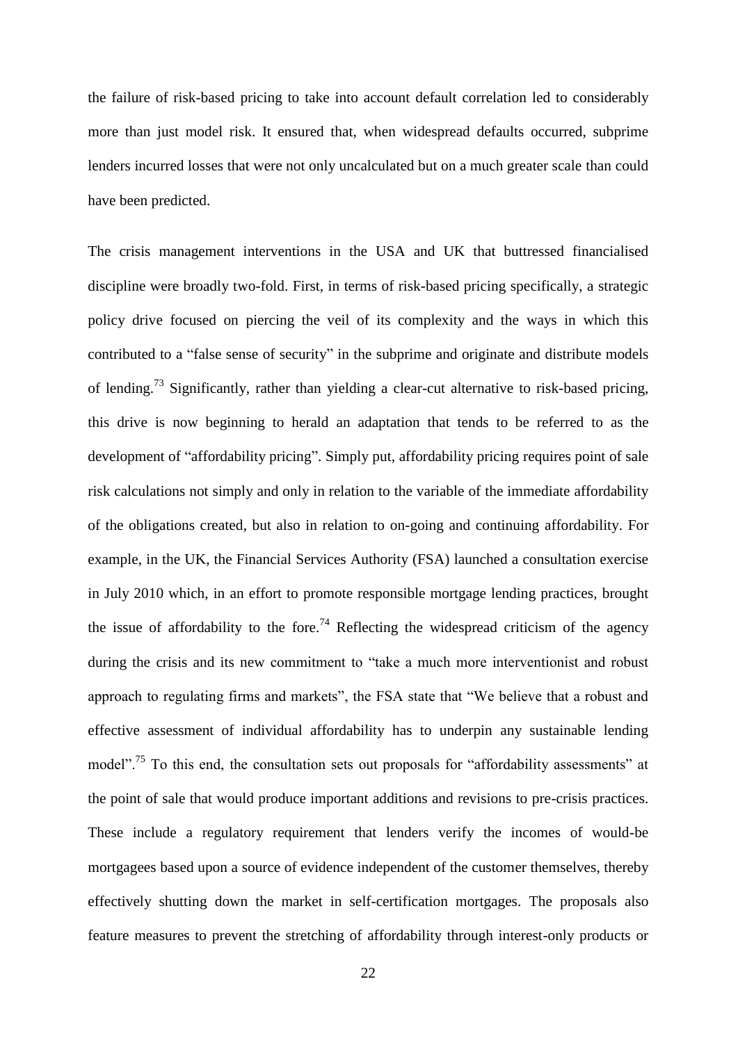the failure of risk-based pricing to take into account default correlation led to considerably more than just model risk. It ensured that, when widespread defaults occurred, subprime lenders incurred losses that were not only uncalculated but on a much greater scale than could have been predicted.

The crisis management interventions in the USA and UK that buttressed financialised discipline were broadly two-fold. First, in terms of risk-based pricing specifically, a strategic policy drive focused on piercing the veil of its complexity and the ways in which this contributed to a "false sense of security" in the subprime and originate and distribute models of lending.[73] Significantly, rather than yielding a clear-cut alternative to risk-based pricing, this drive is now beginning to herald an adaptation that tends to be referred to as the development of "affordability pricing". Simply put, affordability pricing requires point of sale risk calculations not simply and only in relation to the variable of the immediate affordability of the obligations created, but also in relation to on-going and continuing affordability. For example, in the UK, the Financial Services Authority (FSA) launched a consultation exercise in July 2010 which, in an effort to promote responsible mortgage lending practices, brought the issue of affordability to the fore.[74] Reflecting the widespread criticism of the agency during the crisis and its new commitment to "take a much more interventionist and robust approach to regulating firms and markets", the FSA state that "We believe that a robust and effective assessment of individual affordability has to underpin any sustainable lending model".[75] To this end, the consultation sets out proposals for "affordability assessments" at the point of sale that would produce important additions and revisions to pre-crisis practices. These include a regulatory requirement that lenders verify the incomes of would-be mortgagees based upon a source of evidence independent of the customer themselves, thereby effectively shutting down the market in self-certification mortgages. The proposals also feature measures to prevent the stretching of affordability through interest-only products or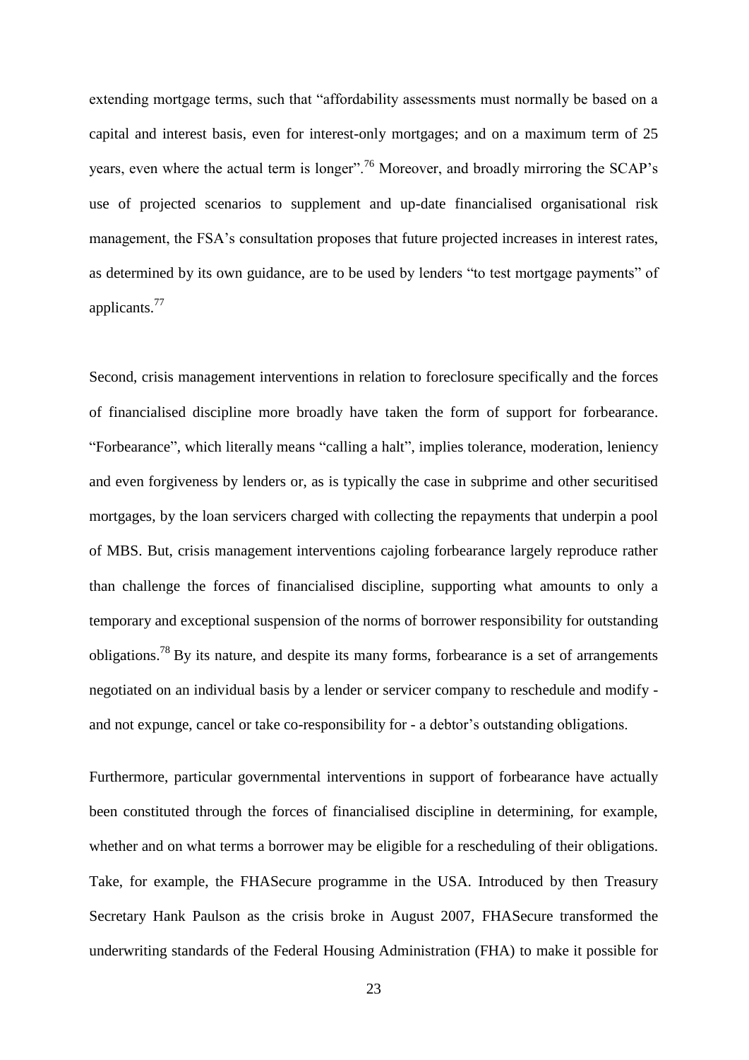extending mortgage terms, such that "affordability assessments must normally be based on a capital and interest basis, even for interest-only mortgages; and on a maximum term of 25 years, even where the actual term is longer".[76] Moreover, and broadly mirroring the SCAP's use of projected scenarios to supplement and up-date financialised organisational risk management, the FSA's consultation proposes that future projected increases in interest rates, as determined by its own guidance, are to be used by lenders "to test mortgage payments" of applicants.[77]

Second, crisis management interventions in relation to foreclosure specifically and the forces of financialised discipline more broadly have taken the form of support for forbearance. "Forbearance", which literally means "calling a halt", implies tolerance, moderation, leniency and even forgiveness by lenders or, as is typically the case in subprime and other securitised mortgages, by the loan servicers charged with collecting the repayments that underpin a pool of MBS. But, crisis management interventions cajoling forbearance largely reproduce rather than challenge the forces of financialised discipline, supporting what amounts to only a temporary and exceptional suspension of the norms of borrower responsibility for outstanding obligations.[78] By its nature, and despite its many forms, forbearance is a set of arrangements negotiated on an individual basis by a lender or servicer company to reschedule and modify - and not expunge, cancel or take co-responsibility for - a debtor's outstanding obligations.

Furthermore, particular governmental interventions in support of forbearance have actually been constituted through the forces of financialised discipline in determining, for example, whether and on what terms a borrower may be eligible for a rescheduling of their obligations. Take, for example, the FHASecure programme in the USA. Introduced by then Treasury Secretary Hank Paulson as the crisis broke in August 2007, FHASecure transformed the underwriting standards of the Federal Housing Administration (FHA) to make it possible for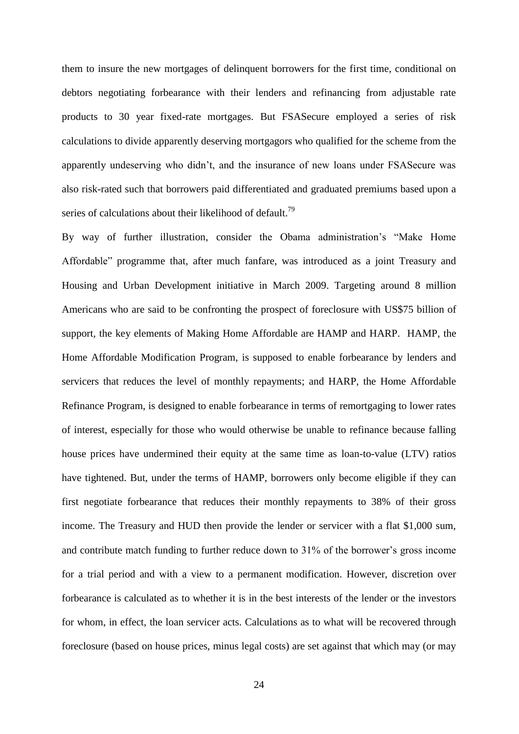them to insure the new mortgages of delinquent borrowers for the first time, conditional on debtors negotiating forbearance with their lenders and refinancing from adjustable rate products to 30 year fixed-rate mortgages. But FSASecure employed a series of risk calculations to divide apparently deserving mortgagors who qualified for the scheme from the apparently undeserving who didn't, and the insurance of new loans under FSASecure was also risk-rated such that borrowers paid differentiated and graduated premiums based upon a series of calculations about their likelihood of default.[79]

By way of further illustration, consider the Obama administration's "Make Home Affordable" programme that, after much fanfare, was introduced as a joint Treasury and Housing and Urban Development initiative in March 2009. Targeting around 8 million Americans who are said to be confronting the prospect of foreclosure with US$75 billion of support, the key elements of Making Home Affordable are HAMP and HARP. HAMP, the Home Affordable Modification Program, is supposed to enable forbearance by lenders and servicers that reduces the level of monthly repayments; and HARP, the Home Affordable Refinance Program, is designed to enable forbearance in terms of remortgaging to lower rates of interest, especially for those who would otherwise be unable to refinance because falling house prices have undermined their equity at the same time as loan-to-value (LTV) ratios have tightened. But, under the terms of HAMP, borrowers only become eligible if they can first negotiate forbearance that reduces their monthly repayments to 38% of their gross income. The Treasury and HUD then provide the lender or servicer with a flat $1,000 sum, and contribute match funding to further reduce down to 31% of the borrower's gross income for a trial period and with a view to a permanent modification. However, discretion over forbearance is calculated as to whether it is in the best interests of the lender or the investors for whom, in effect, the loan servicer acts. Calculations as to what will be recovered through foreclosure (based on house prices, minus legal costs) are set against that which may (or may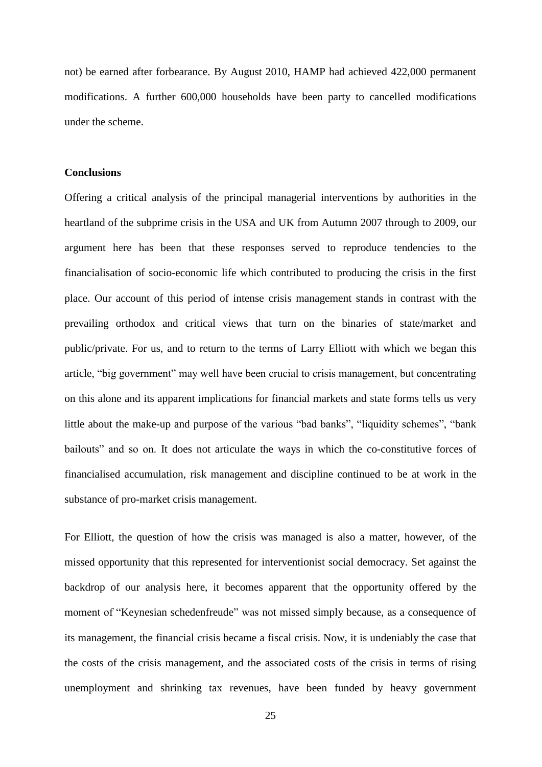not) be earned after forbearance. By August 2010, HAMP had achieved 422,000 permanent modifications. A further 600,000 households have been party to cancelled modifications under the scheme.

## Conclusions

Offering a critical analysis of the principal managerial interventions by authorities in the heartland of the subprime crisis in the USA and UK from Autumn 2007 through to 2009, our argument here has been that these responses served to reproduce tendencies to the financialisation of socio-economic life which contributed to producing the crisis in the first place. Our account of this period of intense crisis management stands in contrast with the prevailing orthodox and critical views that turn on the binaries of state/market and public/private. For us, and to return to the terms of Larry Elliott with which we began this article, "big government" may well have been crucial to crisis management, but concentrating on this alone and its apparent implications for financial markets and state forms tells us very little about the make-up and purpose of the various "bad banks", "liquidity schemes", "bank bailouts" and so on. It does not articulate the ways in which the co-constitutive forces of financialised accumulation, risk management and discipline continued to be at work in the substance of pro-market crisis management.

For Elliott, the question of how the crisis was managed is also a matter, however, of the missed opportunity that this represented for interventionist social democracy. Set against the backdrop of our analysis here, it becomes apparent that the opportunity offered by the moment of "Keynesian schedenfreude" was not missed simply because, as a consequence of its management, the financial crisis became a fiscal crisis. Now, it is undeniably the case that the costs of the crisis management, and the associated costs of the crisis in terms of rising unemployment and shrinking tax revenues, have been funded by heavy government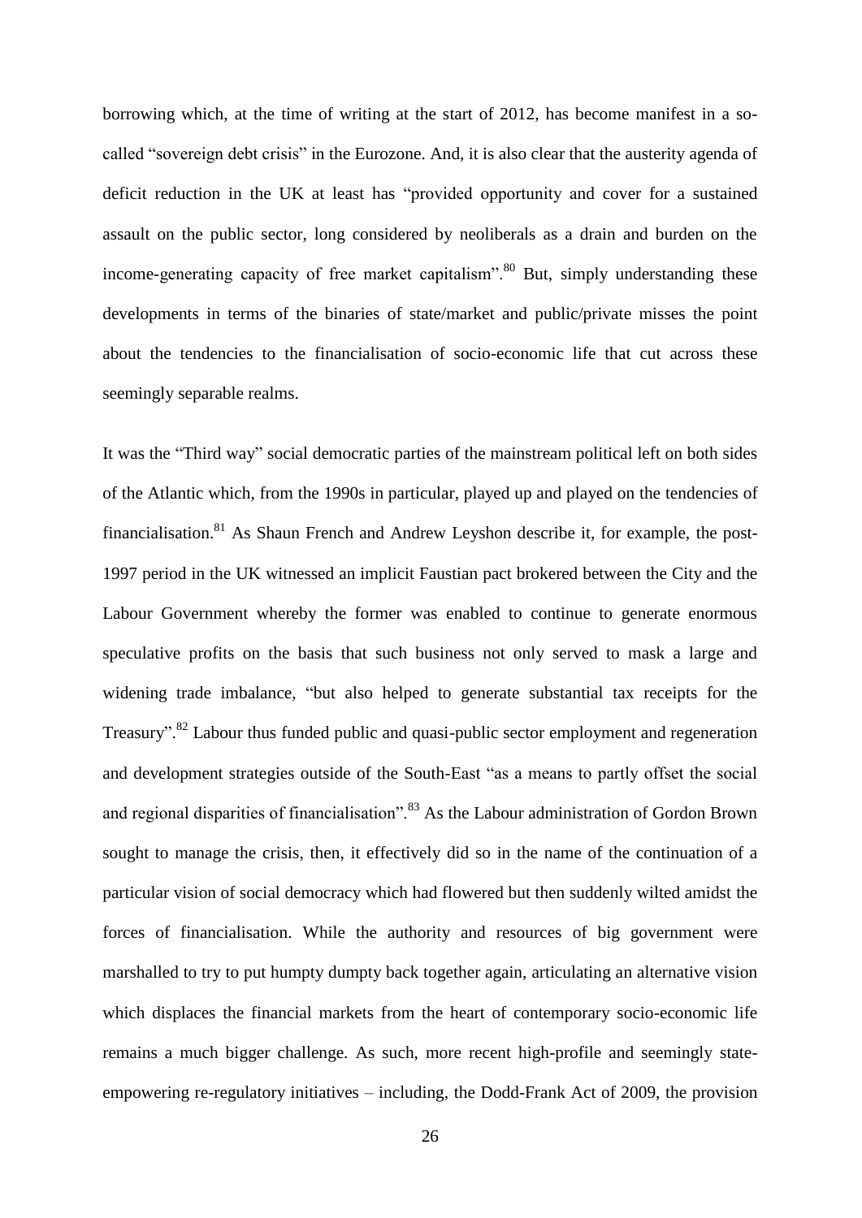borrowing which, at the time of writing at the start of 2012, has become manifest in a so-called "sovereign debt crisis" in the Eurozone. And, it is also clear that the austerity agenda of deficit reduction in the UK at least has "provided opportunity and cover for a sustained assault on the public sector, long considered by neoliberals as a drain and burden on the income-generating capacity of free market capitalism".[80] But, simply understanding these developments in terms of the binaries of state/market and public/private misses the point about the tendencies to the financialisation of socio-economic life that cut across these seemingly separable realms.

It was the "Third way" social democratic parties of the mainstream political left on both sides of the Atlantic which, from the 1990s in particular, played up and played on the tendencies of financialisation.[81] As Shaun French and Andrew Leyshon describe it, for example, the post-1997 period in the UK witnessed an implicit Faustian pact brokered between the City and the Labour Government whereby the former was enabled to continue to generate enormous speculative profits on the basis that such business not only served to mask a large and widening trade imbalance, "but also helped to generate substantial tax receipts for the Treasury".[82] Labour thus funded public and quasi-public sector employment and regeneration and development strategies outside of the South-East "as a means to partly offset the social and regional disparities of financialisation".[83] As the Labour administration of Gordon Brown sought to manage the crisis, then, it effectively did so in the name of the continuation of a particular vision of social democracy which had flowered but then suddenly wilted amidst the forces of financialisation. While the authority and resources of big government were marshalled to try to put humpty dumpty back together again, articulating an alternative vision which displaces the financial markets from the heart of contemporary socio-economic life remains a much bigger challenge. As such, more recent high-profile and seemingly state-empowering re-regulatory initiatives – including, the Dodd-Frank Act of 2009, the provision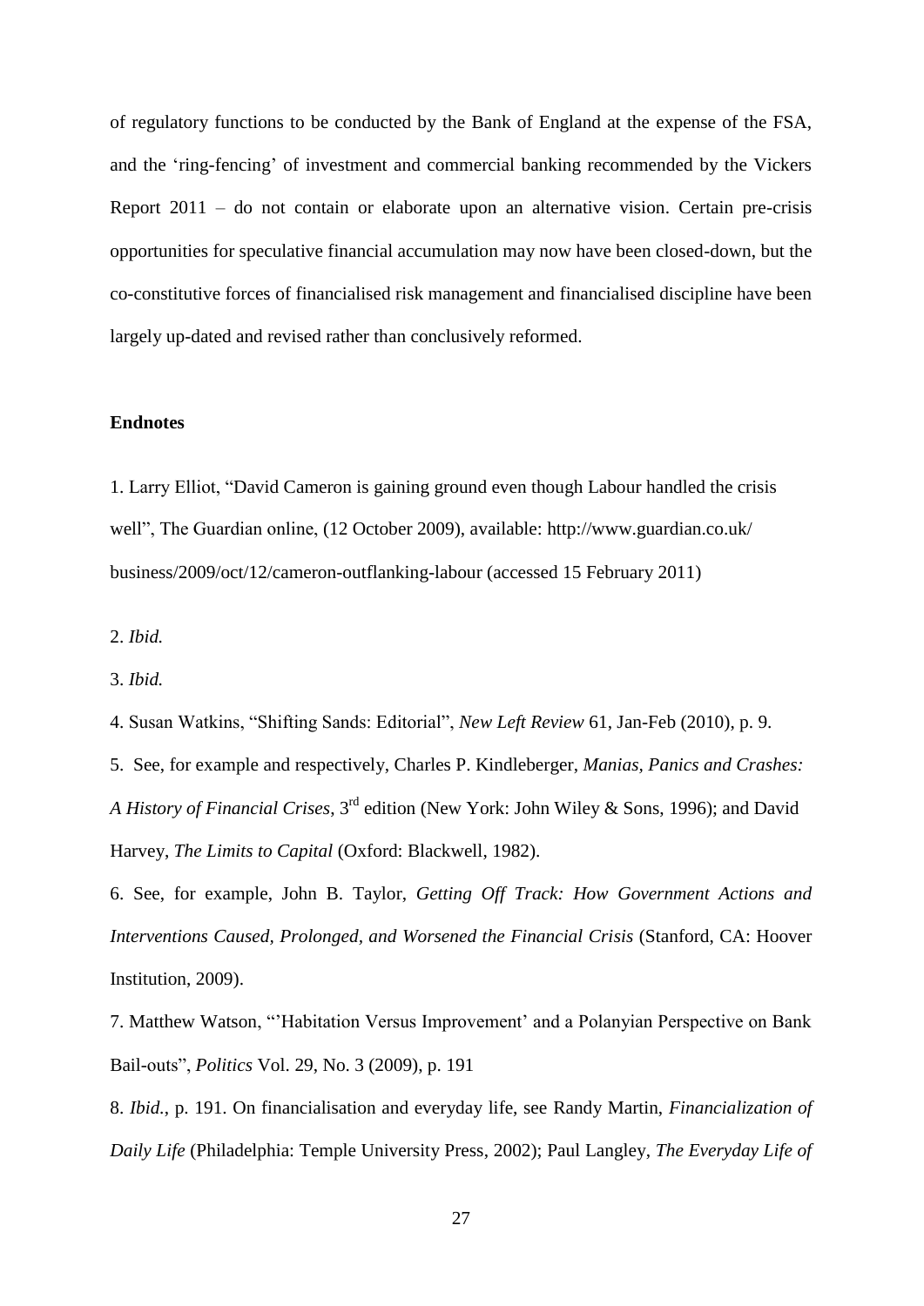of regulatory functions to be conducted by the Bank of England at the expense of the FSA, and the 'ring-fencing' of investment and commercial banking recommended by the Vickers Report 2011 – do not contain or elaborate upon an alternative vision. Certain pre-crisis opportunities for speculative financial accumulation may now have been closed-down, but the co-constitutive forces of financialised risk management and financialised discipline have been largely up-dated and revised rather than conclusively reformed.

### Endnotes

1. Larry Elliot, "David Cameron is gaining ground even though Labour handled the crisis well", The Guardian online, (12 October 2009), available: http://www.guardian.co.uk/ business/2009/oct/12/cameron-outflanking-labour (accessed 15 February 2011)

2. *Ibid.*

3. *Ibid.*

4. Susan Watkins, "Shifting Sands: Editorial", *New Left Review* 61, Jan-Feb (2010), p. 9.

5. See, for example and respectively, Charles P. Kindleberger, *Manias, Panics and Crashes: A History of Financial Crises*, 3rd edition (New York: John Wiley & Sons, 1996); and David Harvey, *The Limits to Capital* (Oxford: Blackwell, 1982).

6. See, for example, John B. Taylor, *Getting Off Track: How Government Actions and Interventions Caused, Prolonged, and Worsened the Financial Crisis* (Stanford, CA: Hoover Institution, 2009).

7. Matthew Watson, "'Habitation Versus Improvement' and a Polanyian Perspective on Bank Bail-outs", *Politics* Vol. 29, No. 3 (2009), p. 191

8. *Ibid.*, p. 191. On financialisation and everyday life, see Randy Martin, *Financialization of Daily Life* (Philadelphia: Temple University Press, 2002); Paul Langley, *The Everyday Life of*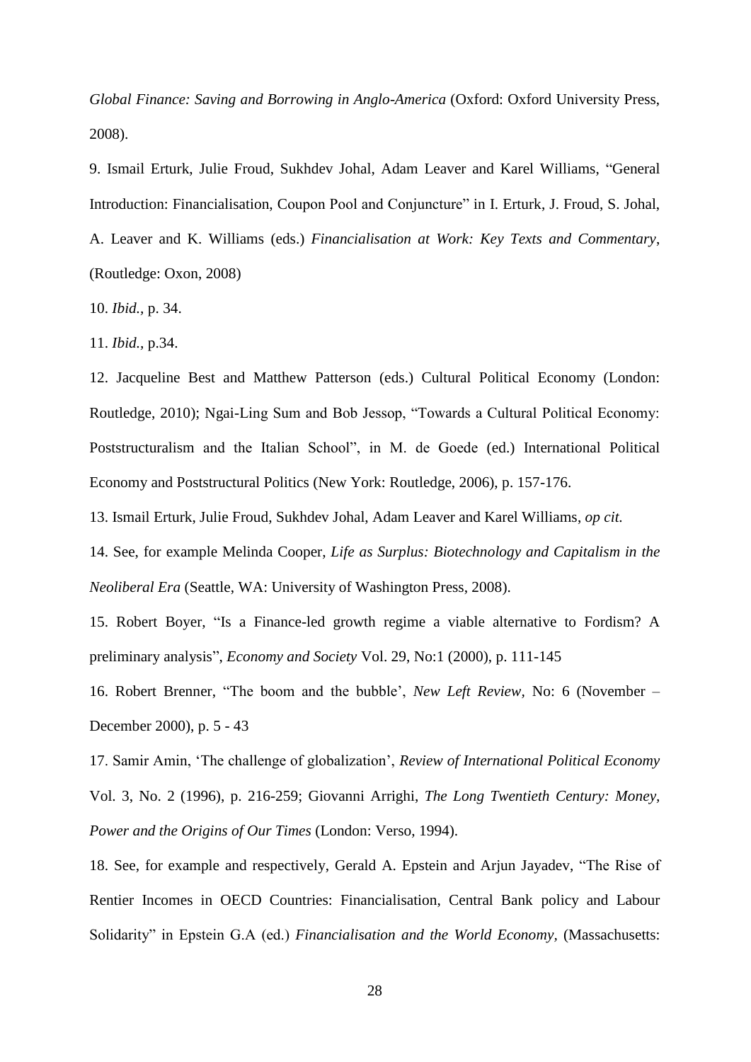*Global Finance: Saving and Borrowing in Anglo-America* (Oxford: Oxford University Press, 2008).

9. Ismail Erturk, Julie Froud, Sukhdev Johal, Adam Leaver and Karel Williams, "General Introduction: Financialisation, Coupon Pool and Conjuncture" in I. Erturk, J. Froud, S. Johal, A. Leaver and K. Williams (eds.) *Financialisation at Work: Key Texts and Commentary*, (Routledge: Oxon, 2008)

10. *Ibid.*, p. 34.

11. *Ibid.*, p.34.

12. Jacqueline Best and Matthew Patterson (eds.) Cultural Political Economy (London: Routledge, 2010); Ngai-Ling Sum and Bob Jessop, "Towards a Cultural Political Economy: Poststructuralism and the Italian School", in M. de Goede (ed.) International Political Economy and Poststructural Politics (New York: Routledge, 2006), p. 157-176.

13. Ismail Erturk, Julie Froud, Sukhdev Johal, Adam Leaver and Karel Williams, *op cit.*

14. See, for example Melinda Cooper, *Life as Surplus: Biotechnology and Capitalism in the Neoliberal Era* (Seattle, WA: University of Washington Press, 2008).

15. Robert Boyer, "Is a Finance-led growth regime a viable alternative to Fordism? A preliminary analysis", *Economy and Society* Vol. 29, No:1 (2000), p. 111-145

16. Robert Brenner, "The boom and the bubble', *New Left Review*, No: 6 (November – December 2000), p. 5 - 43

17. Samir Amin, 'The challenge of globalization', *Review of International Political Economy* Vol. 3, No. 2 (1996), p. 216-259; Giovanni Arrighi, *The Long Twentieth Century: Money, Power and the Origins of Our Times* (London: Verso, 1994).

18. See, for example and respectively, Gerald A. Epstein and Arjun Jayadev, "The Rise of Rentier Incomes in OECD Countries: Financialisation, Central Bank policy and Labour Solidarity" in Epstein G.A (ed.) *Financialisation and the World Economy*, (Massachusetts: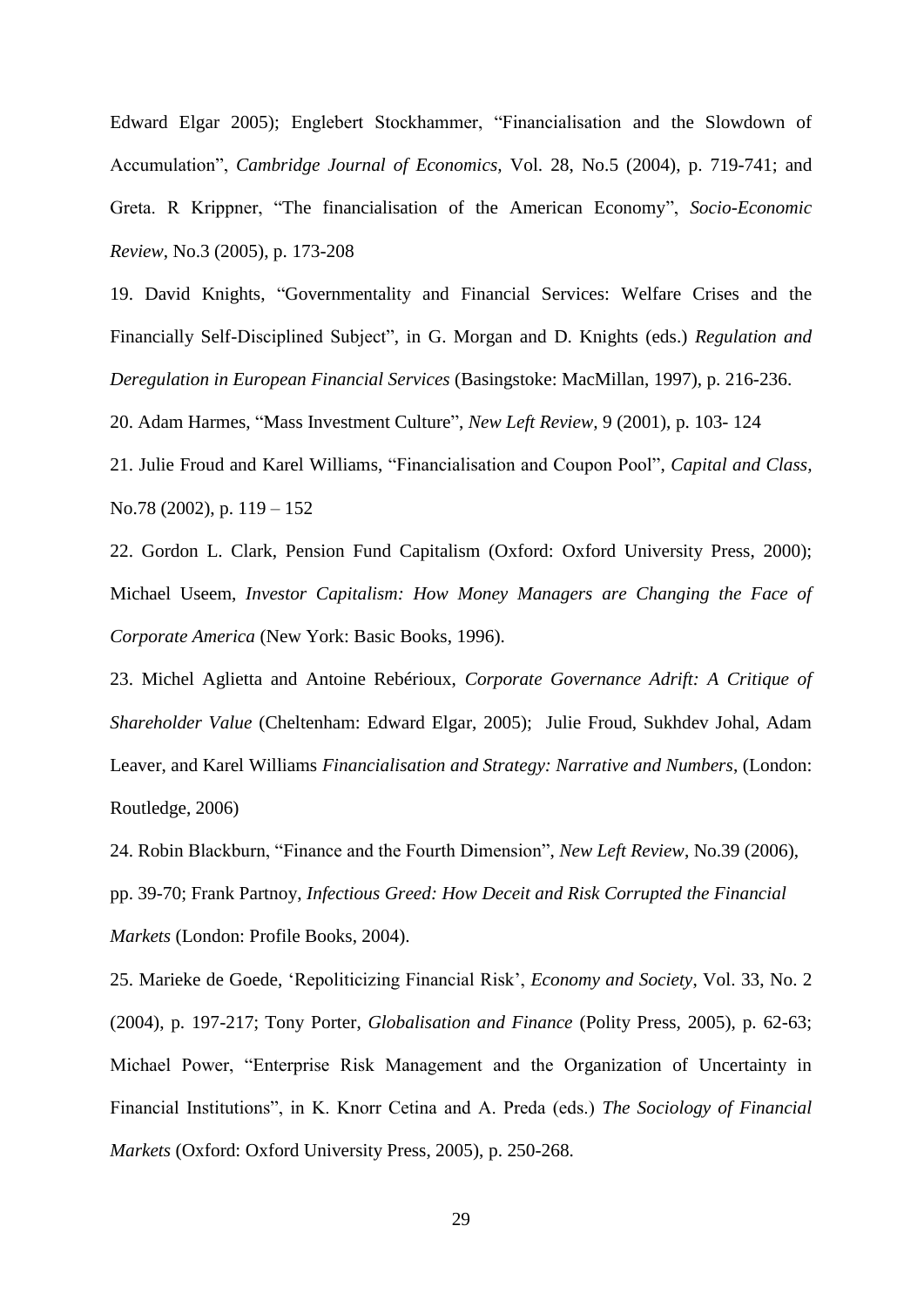Edward Elgar 2005); Englebert Stockhammer, "Financialisation and the Slowdown of Accumulation", *Cambridge Journal of Economics*, Vol. 28, No.5 (2004), p. 719-741; and Greta. R Krippner, "The financialisation of the American Economy", *Socio-Economic Review*, No.3 (2005), p. 173-208

19. David Knights, "Governmentality and Financial Services: Welfare Crises and the Financially Self-Disciplined Subject", in G. Morgan and D. Knights (eds.) *Regulation and Deregulation in European Financial Services* (Basingstoke: MacMillan, 1997), p. 216-236.

20. Adam Harmes, "Mass Investment Culture", *New Left Review*, 9 (2001), p. 103- 124

21. Julie Froud and Karel Williams, "Financialisation and Coupon Pool", *Capital and Class*, No.78 (2002), p. 119 – 152

22. Gordon L. Clark, Pension Fund Capitalism (Oxford: Oxford University Press, 2000); Michael Useem, *Investor Capitalism: How Money Managers are Changing the Face of Corporate America* (New York: Basic Books, 1996).

23. Michel Aglietta and Antoine Rebérioux, *Corporate Governance Adrift: A Critique of Shareholder Value* (Cheltenham: Edward Elgar, 2005); Julie Froud, Sukhdev Johal, Adam Leaver, and Karel Williams *Financialisation and Strategy: Narrative and Numbers*, (London: Routledge, 2006)

24. Robin Blackburn, "Finance and the Fourth Dimension", *New Left Review*, No.39 (2006), pp. 39-70; Frank Partnoy, *Infectious Greed: How Deceit and Risk Corrupted the Financial Markets* (London: Profile Books, 2004).

25. Marieke de Goede, 'Repoliticizing Financial Risk', *Economy and Society*, Vol. 33, No. 2 (2004), p. 197-217; Tony Porter, *Globalisation and Finance* (Polity Press, 2005), p. 62-63; Michael Power, "Enterprise Risk Management and the Organization of Uncertainty in Financial Institutions", in K. Knorr Cetina and A. Preda (eds.) *The Sociology of Financial Markets* (Oxford: Oxford University Press, 2005), p. 250-268.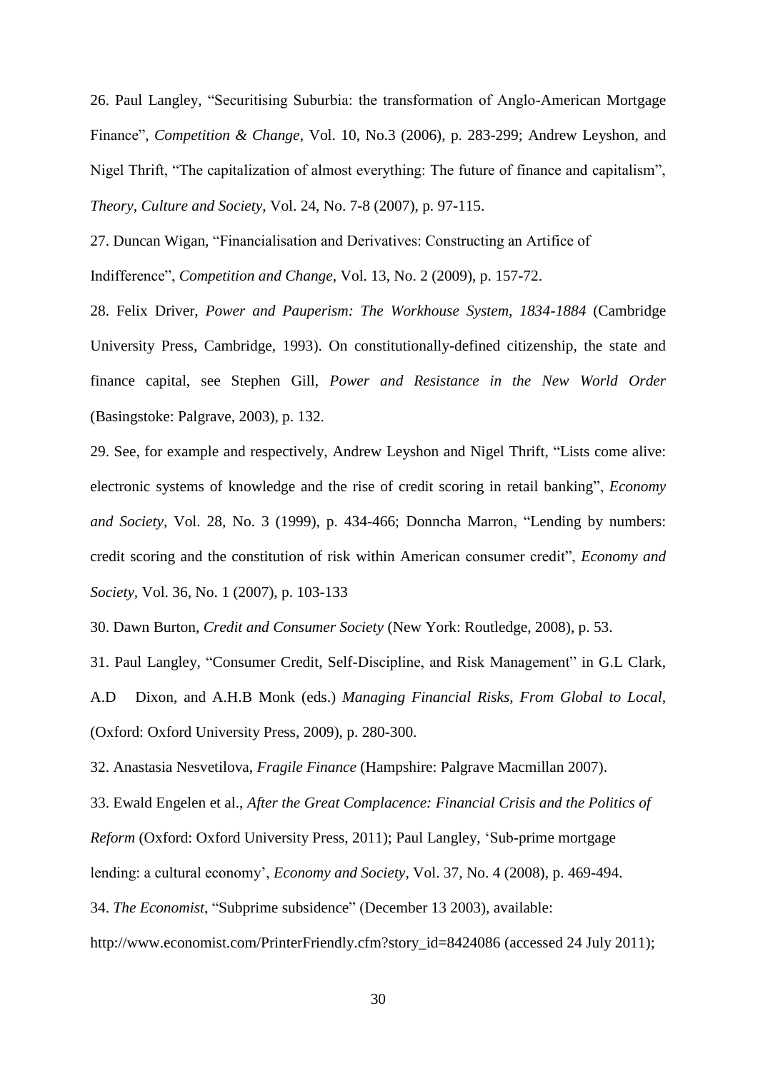26. Paul Langley, "Securitising Suburbia: the transformation of Anglo-American Mortgage Finance", *Competition & Change*, Vol. 10, No.3 (2006), p. 283-299; Andrew Leyshon, and Nigel Thrift, "The capitalization of almost everything: The future of finance and capitalism", *Theory, Culture and Society*, Vol. 24, No. 7-8 (2007), p. 97-115.

27. Duncan Wigan, "Financialisation and Derivatives: Constructing an Artifice of Indifference", *Competition and Change*, Vol. 13, No. 2 (2009), p. 157-72.

28. Felix Driver, *Power and Pauperism: The Workhouse System, 1834-1884* (Cambridge University Press, Cambridge, 1993). On constitutionally-defined citizenship, the state and finance capital, see Stephen Gill, *Power and Resistance in the New World Order* (Basingstoke: Palgrave, 2003), p. 132.

29. See, for example and respectively, Andrew Leyshon and Nigel Thrift, "Lists come alive: electronic systems of knowledge and the rise of credit scoring in retail banking", *Economy and Society*, Vol. 28, No. 3 (1999), p. 434-466; Donncha Marron, "Lending by numbers: credit scoring and the constitution of risk within American consumer credit", *Economy and Society*, Vol. 36, No. 1 (2007), p. 103-133

30. Dawn Burton, *Credit and Consumer Society* (New York: Routledge, 2008), p. 53.

31. Paul Langley, "Consumer Credit, Self-Discipline, and Risk Management" in G.L Clark, A.D Dixon, and A.H.B Monk (eds.) *Managing Financial Risks, From Global to Local*, (Oxford: Oxford University Press, 2009), p. 280-300.

32. Anastasia Nesvetilova, *Fragile Finance* (Hampshire: Palgrave Macmillan 2007).

33. Ewald Engelen et al., *After the Great Complacence: Financial Crisis and the Politics of Reform* (Oxford: Oxford University Press, 2011); Paul Langley, 'Sub-prime mortgage lending: a cultural economy', *Economy and Society*, Vol. 37, No. 4 (2008), p. 469-494.

34. *The Economist*, "Subprime subsidence" (December 13 2003), available: http://www.economist.com/PrinterFriendly.cfm?story_id=8424086 (accessed 24 July 2011);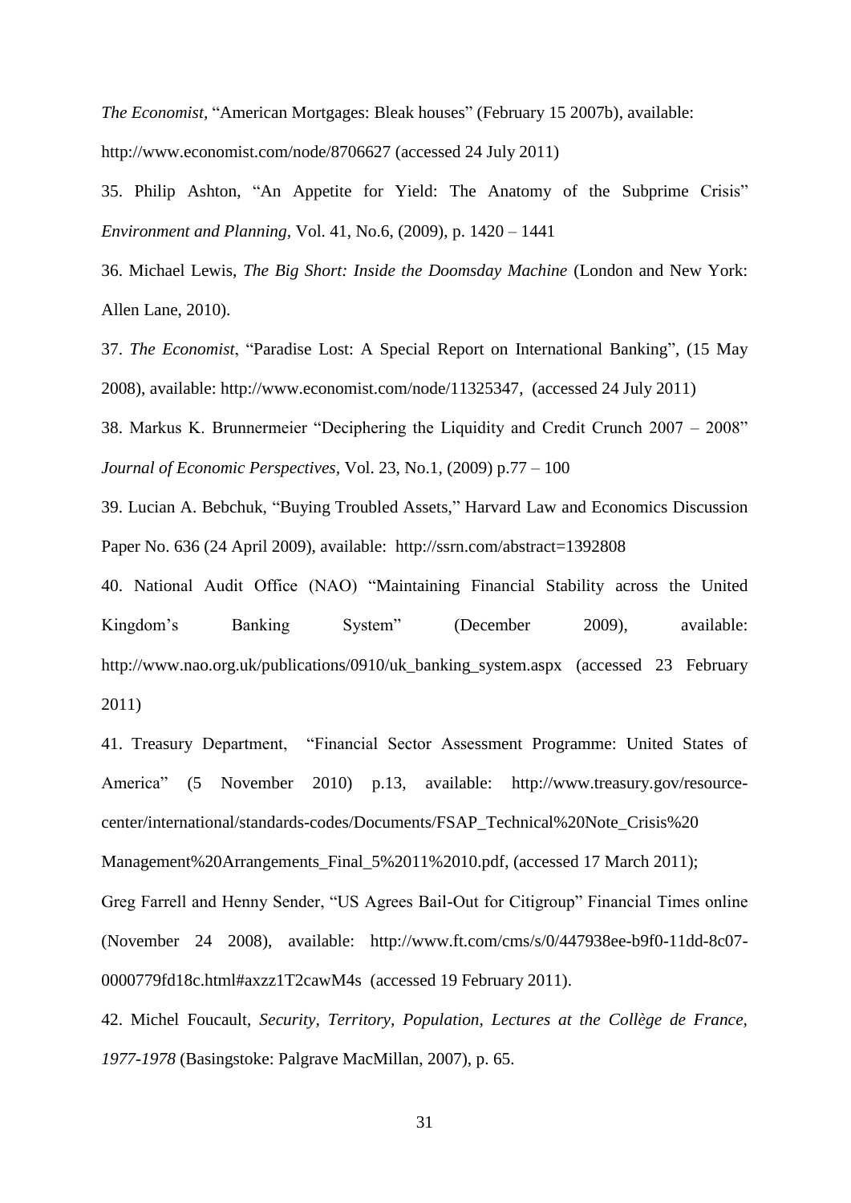*The Economist*, "American Mortgages: Bleak houses" (February 15 2007b), available: http://www.economist.com/node/8706627 (accessed 24 July 2011)

35. Philip Ashton, "An Appetite for Yield: The Anatomy of the Subprime Crisis" *Environment and Planning*, Vol. 41, No.6, (2009), p. 1420 – 1441

36. Michael Lewis, *The Big Short: Inside the Doomsday Machine* (London and New York: Allen Lane, 2010).

37. *The Economist*, "Paradise Lost: A Special Report on International Banking", (15 May 2008), available: http://www.economist.com/node/11325347, (accessed 24 July 2011)

38. Markus K. Brunnermeier "Deciphering the Liquidity and Credit Crunch 2007 – 2008" *Journal of Economic Perspectives*, Vol. 23, No.1, (2009) p.77 – 100

39. Lucian A. Bebchuk, "Buying Troubled Assets," Harvard Law and Economics Discussion Paper No. 636 (24 April 2009), available: http://ssrn.com/abstract=1392808

40. National Audit Office (NAO) "Maintaining Financial Stability across the United Kingdom's Banking System" (December 2009), available: http://www.nao.org.uk/publications/0910/uk_banking_system.aspx (accessed 23 February 2011)

41. Treasury Department, "Financial Sector Assessment Programme: United States of America" (5 November 2010) p.13, available: http://www.treasury.gov/resource-center/international/standards-codes/Documents/FSAP_Technical%20Note_Crisis%20 Management%20Arrangements_Final_5%2011%2010.pdf, (accessed 17 March 2011);

Greg Farrell and Henny Sender, "US Agrees Bail-Out for Citigroup" Financial Times online (November 24 2008), available: http://www.ft.com/cms/s/0/447938ee-b9f0-11dd-8c07-0000779fd18c.html#axzz1T2cawM4s (accessed 19 February 2011).

42. Michel Foucault, *Security, Territory, Population, Lectures at the Collège de France, 1977-1978* (Basingstoke: Palgrave MacMillan, 2007), p. 65.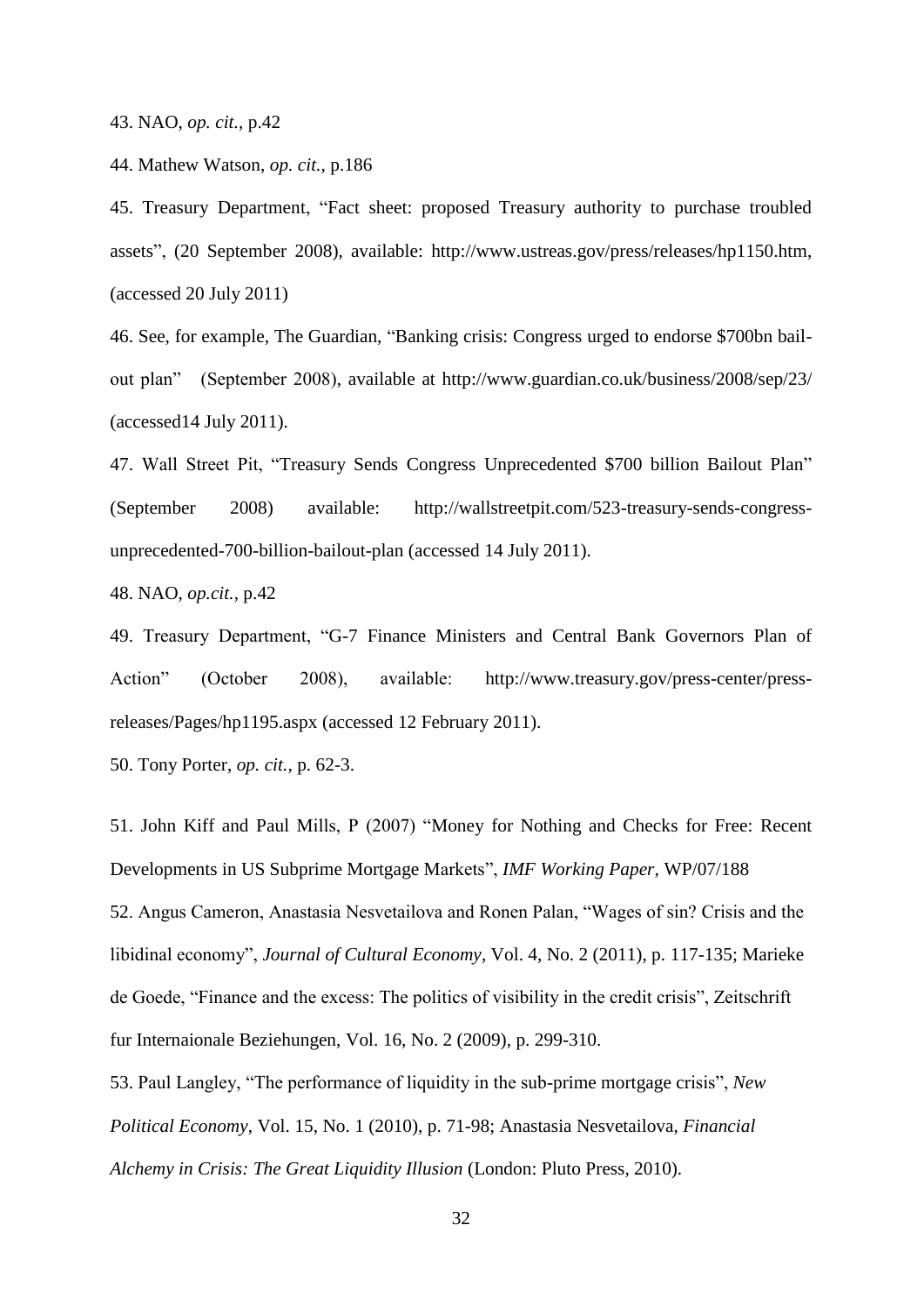43. NAO, *op. cit.*, p.42

44. Mathew Watson, *op. cit.*, p.186

45. Treasury Department, "Fact sheet: proposed Treasury authority to purchase troubled assets", (20 September 2008), available: http://www.ustreas.gov/press/releases/hp1150.htm, (accessed 20 July 2011)

46. See, for example, The Guardian, "Banking crisis: Congress urged to endorse $700bn bail-out plan" (September 2008), available at http://www.guardian.co.uk/business/2008/sep/23/ (accessed14 July 2011).

47. Wall Street Pit, "Treasury Sends Congress Unprecedented $700 billion Bailout Plan" (September 2008) available: http://wallstreetpit.com/523-treasury-sends-congress-unprecedented-700-billion-bailout-plan (accessed 14 July 2011).

48. NAO, *op.cit.*, p.42

49. Treasury Department, "G-7 Finance Ministers and Central Bank Governors Plan of Action" (October 2008), available: http://www.treasury.gov/press-center/press-releases/Pages/hp1195.aspx (accessed 12 February 2011).

50. Tony Porter, *op. cit.*, p. 62-3.

51. John Kiff and Paul Mills, P (2007) "Money for Nothing and Checks for Free: Recent Developments in US Subprime Mortgage Markets", *IMF Working Paper*, WP/07/188

52. Angus Cameron, Anastasia Nesvetailova and Ronen Palan, "Wages of sin? Crisis and the libidinal economy", *Journal of Cultural Economy*, Vol. 4, No. 2 (2011), p. 117-135; Marieke de Goede, "Finance and the excess: The politics of visibility in the credit crisis", Zeitschrift fur Internaionale Beziehungen, Vol. 16, No. 2 (2009), p. 299-310.

53. Paul Langley, "The performance of liquidity in the sub-prime mortgage crisis", *New Political Economy*, Vol. 15, No. 1 (2010), p. 71-98; Anastasia Nesvetailova, *Financial Alchemy in Crisis: The Great Liquidity Illusion* (London: Pluto Press, 2010).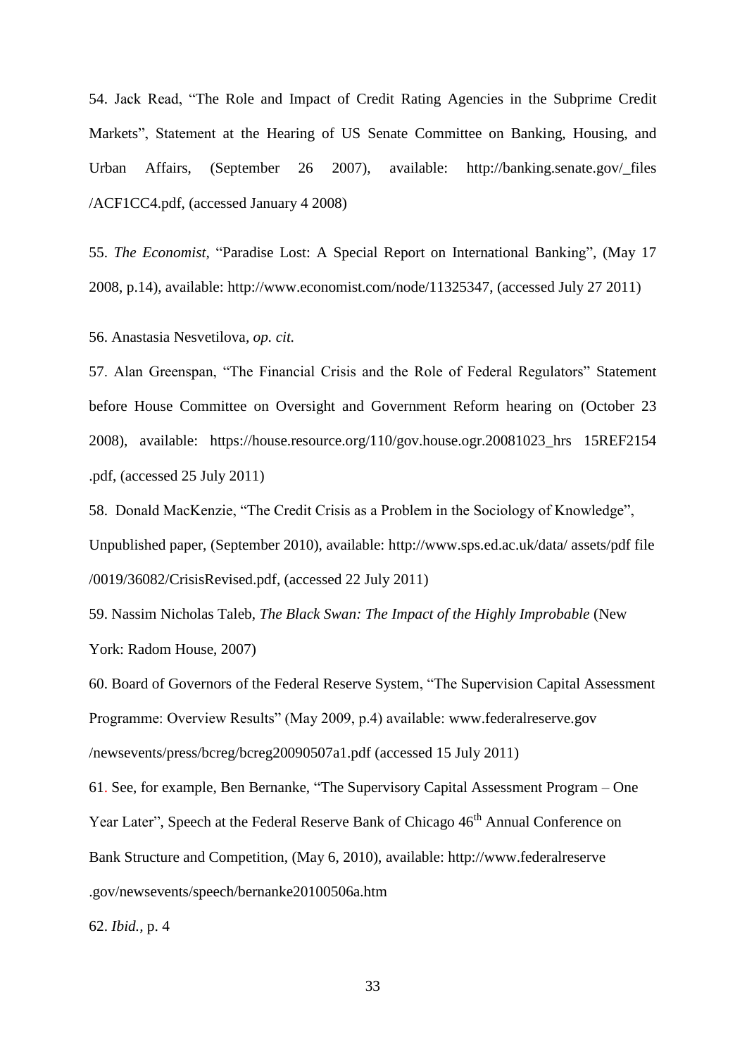54. Jack Read, "The Role and Impact of Credit Rating Agencies in the Subprime Credit Markets", Statement at the Hearing of US Senate Committee on Banking, Housing, and Urban Affairs, (September 26 2007), available: http://banking.senate.gov/_files /ACF1CC4.pdf, (accessed January 4 2008)

55. *The Economist*, "Paradise Lost: A Special Report on International Banking", (May 17 2008, p.14), available: http://www.economist.com/node/11325347, (accessed July 27 2011)

56. Anastasia Nesvetilova, *op. cit.*

57. Alan Greenspan, "The Financial Crisis and the Role of Federal Regulators" Statement before House Committee on Oversight and Government Reform hearing on (October 23 2008), available: https://house.resource.org/110/gov.house.ogr.20081023_hrs 15REF2154 .pdf, (accessed 25 July 2011)

58. Donald MacKenzie, "The Credit Crisis as a Problem in the Sociology of Knowledge", Unpublished paper, (September 2010), available: http://www.sps.ed.ac.uk/data/ assets/pdf file /0019/36082/CrisisRevised.pdf, (accessed 22 July 2011)

59. Nassim Nicholas Taleb, *The Black Swan: The Impact of the Highly Improbable* (New York: Radom House, 2007)

60. Board of Governors of the Federal Reserve System, "The Supervision Capital Assessment Programme: Overview Results" (May 2009, p.4) available: www.federalreserve.gov /newsevents/press/bcreg/bcreg20090507a1.pdf (accessed 15 July 2011)

61. See, for example, Ben Bernanke, "The Supervisory Capital Assessment Program – One Year Later", Speech at the Federal Reserve Bank of Chicago 46th Annual Conference on Bank Structure and Competition, (May 6, 2010), available: http://www.federalreserve .gov/newsevents/speech/bernanke20100506a.htm

62. *Ibid.*, p. 4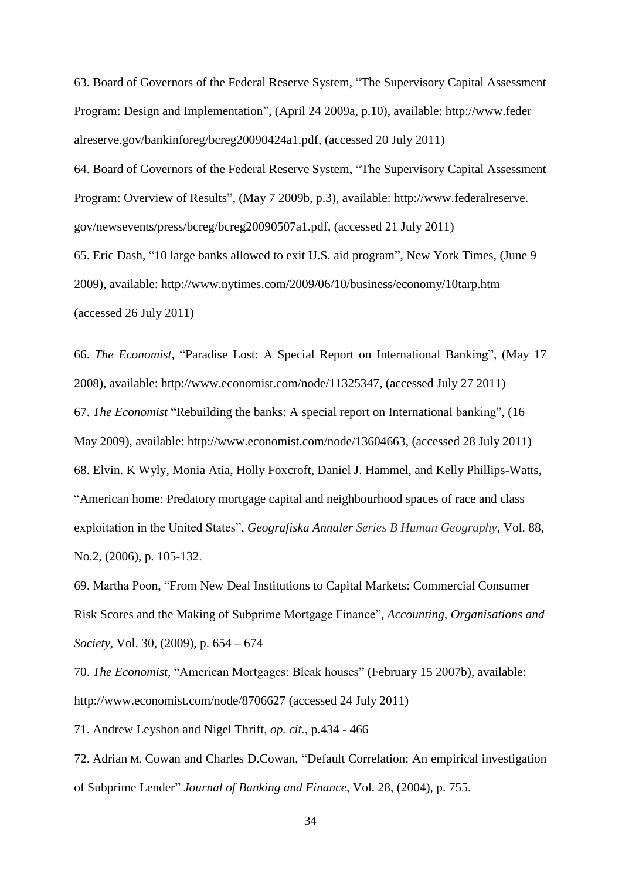63. Board of Governors of the Federal Reserve System, "The Supervisory Capital Assessment Program: Design and Implementation", (April 24 2009a, p.10), available: http://www.federalreserve.gov/bankinforeg/bcreg20090424a1.pdf, (accessed 20 July 2011)

64. Board of Governors of the Federal Reserve System, "The Supervisory Capital Assessment Program: Overview of Results", (May 7 2009b, p.3), available: http://www.federalreserve.gov/newsevents/press/bcreg/bcreg20090507a1.pdf, (accessed 21 July 2011)

65. Eric Dash, "10 large banks allowed to exit U.S. aid program", New York Times, (June 9 2009), available: http://www.nytimes.com/2009/06/10/business/economy/10tarp.htm (accessed 26 July 2011)

66. *The Economist*, "Paradise Lost: A Special Report on International Banking", (May 17 2008), available: http://www.economist.com/node/11325347, (accessed July 27 2011)

67. *The Economist* "Rebuilding the banks: A special report on International banking", (16 May 2009), available: http://www.economist.com/node/13604663, (accessed 28 July 2011)

68. Elvin. K Wyly, Monia Atia, Holly Foxcroft, Daniel J. Hammel, and Kelly Phillips-Watts, "American home: Predatory mortgage capital and neighbourhood spaces of race and class exploitation in the United States", *Geografiska Annaler Series B Human Geography*, Vol. 88, No.2, (2006), p. 105-132.

69. Martha Poon, "From New Deal Institutions to Capital Markets: Commercial Consumer Risk Scores and the Making of Subprime Mortgage Finance", *Accounting, Organisations and Society*, Vol. 30, (2009), p. 654 – 674

70. *The Economist,* "American Mortgages: Bleak houses" (February 15 2007b), available: http://www.economist.com/node/8706627 (accessed 24 July 2011)

71. Andrew Leyshon and Nigel Thrift, *op. cit.*, p.434 - 466

72. Adrian M. Cowan and Charles D.Cowan, "Default Correlation: An empirical investigation of Subprime Lender" *Journal of Banking and Finance,* Vol. 28, (2004), p. 755.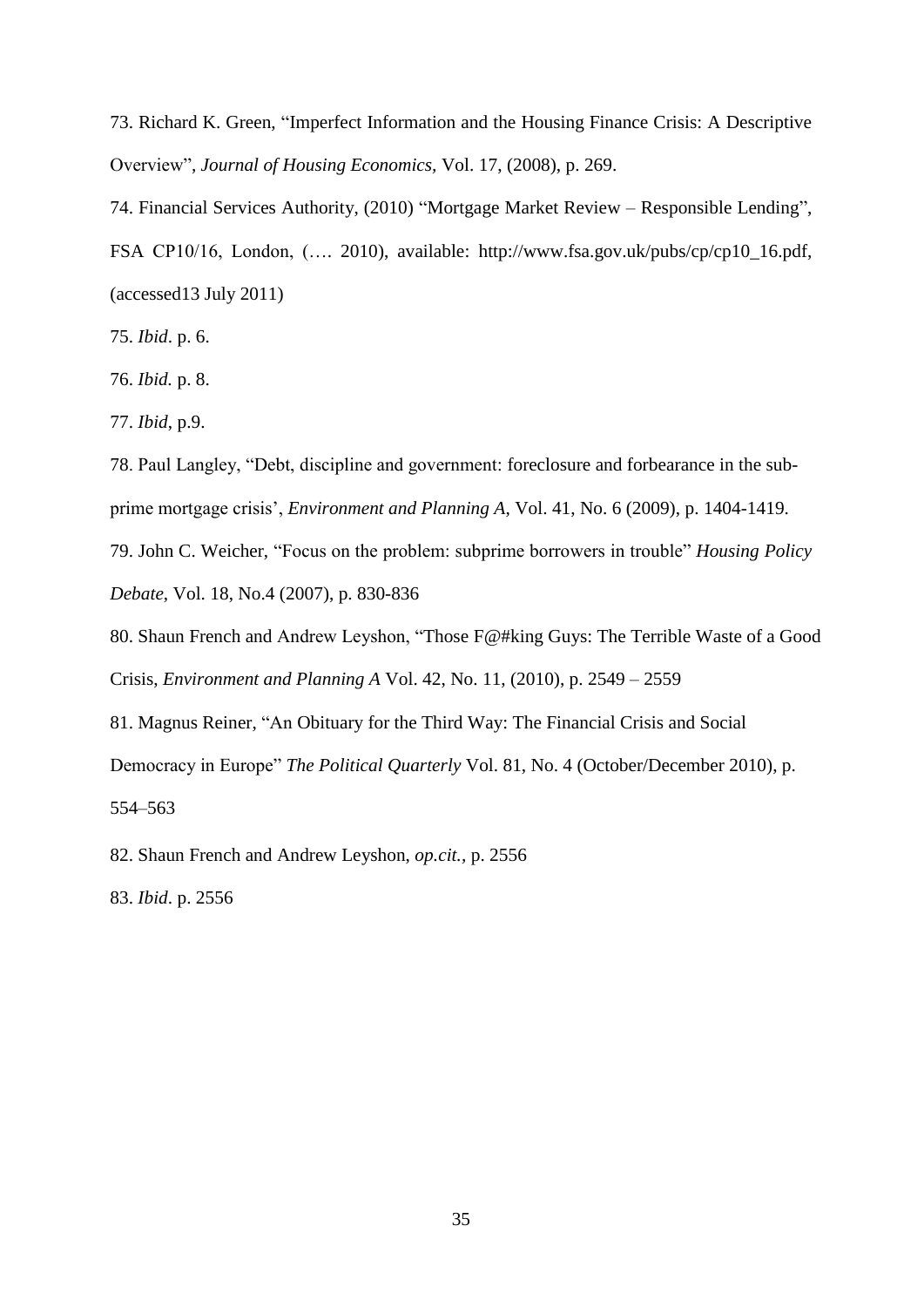73. Richard K. Green, "Imperfect Information and the Housing Finance Crisis: A Descriptive Overview", *Journal of Housing Economics*, Vol. 17, (2008), p. 269.

74. Financial Services Authority, (2010) "Mortgage Market Review – Responsible Lending", FSA CP10/16, London, (…. 2010), available: http://www.fsa.gov.uk/pubs/cp/cp10_16.pdf, (accessed13 July 2011)

75. *Ibid*. p. 6.

76. *Ibid.* p. 8.

77. *Ibid*, p.9.

78. Paul Langley, "Debt, discipline and government: foreclosure and forbearance in the sub-prime mortgage crisis', *Environment and Planning A*, Vol. 41, No. 6 (2009), p. 1404-1419.

79. John C. Weicher, "Focus on the problem: subprime borrowers in trouble" *Housing Policy Debate*, Vol. 18, No.4 (2007), p. 830-836

80. Shaun French and Andrew Leyshon, "Those F@#king Guys: The Terrible Waste of a Good Crisis, *Environment and Planning A* Vol. 42, No. 11, (2010), p. 2549 – 2559

81. Magnus Reiner, "An Obituary for the Third Way: The Financial Crisis and Social Democracy in Europe" *The Political Quarterly* Vol. 81, No. 4 (October/December 2010), p. 554–563

82. Shaun French and Andrew Leyshon, *op.cit.*, p. 2556

83. *Ibid*. p. 2556